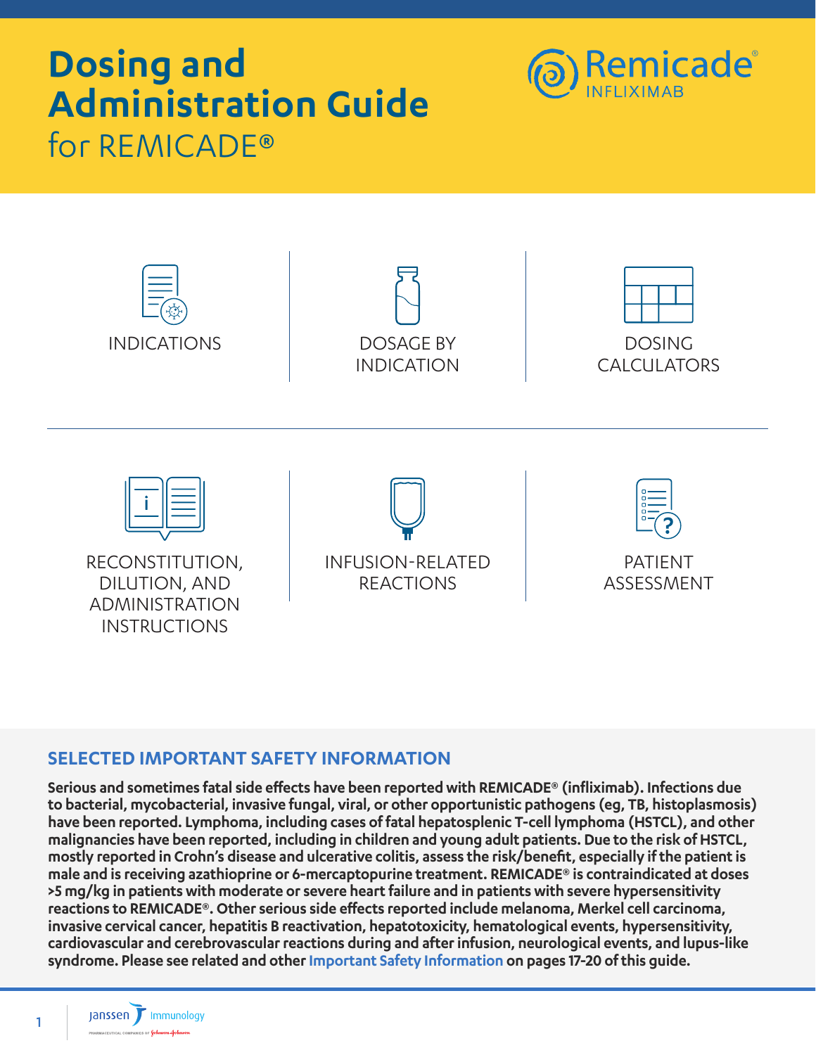# Dosing and Administration Guide

for REMICADE®

Remicade® INFLIXIMAB

INDICATIONS

DOSAGE BY INDICATION

DOSING CALCULATORS

RECONSTITUTION, DILUTION, AND ADMINISTRATION INSTRUCTIONS

INFUSION-RELATED REACTIONS

PATIENT ASSESSMENT

## SELECTED IMPORTANT SAFETY INFORMATION

**Serious and sometimes fatal side effects have been reported with REMICADE® (infliximab). Infections due to bacterial, mycobacterial, invasive fungal, viral, or other opportunistic pathogens (eg, TB, histoplasmosis) have been reported. Lymphoma, including cases of fatal hepatosplenic T-cell lymphoma (HSTCL), and other malignancies have been reported, including in children and young adult patients. Due to the risk of HSTCL, mostly reported in Crohn's disease and ulcerative colitis, assess the risk/benefit, especially if the patient is male and is receiving azathioprine or 6-mercaptopurine treatment. REMICADE® is contraindicated at doses >5 mg/kg in patients with moderate or severe heart failure and in patients with severe hypersensitivity reactions to REMICADE®. Other serious side effects reported include melanoma, Merkel cell carcinoma, invasive cervical cancer, hepatitis B reactivation, hepatotoxicity, hematological events, hypersensitivity, cardiovascular and cerebrovascular reactions during and after infusion, neurological events, and lupus-like syndrome. Please see related and other Important Safety Information on pages 17-20 of this guide.**

Janssen Immunology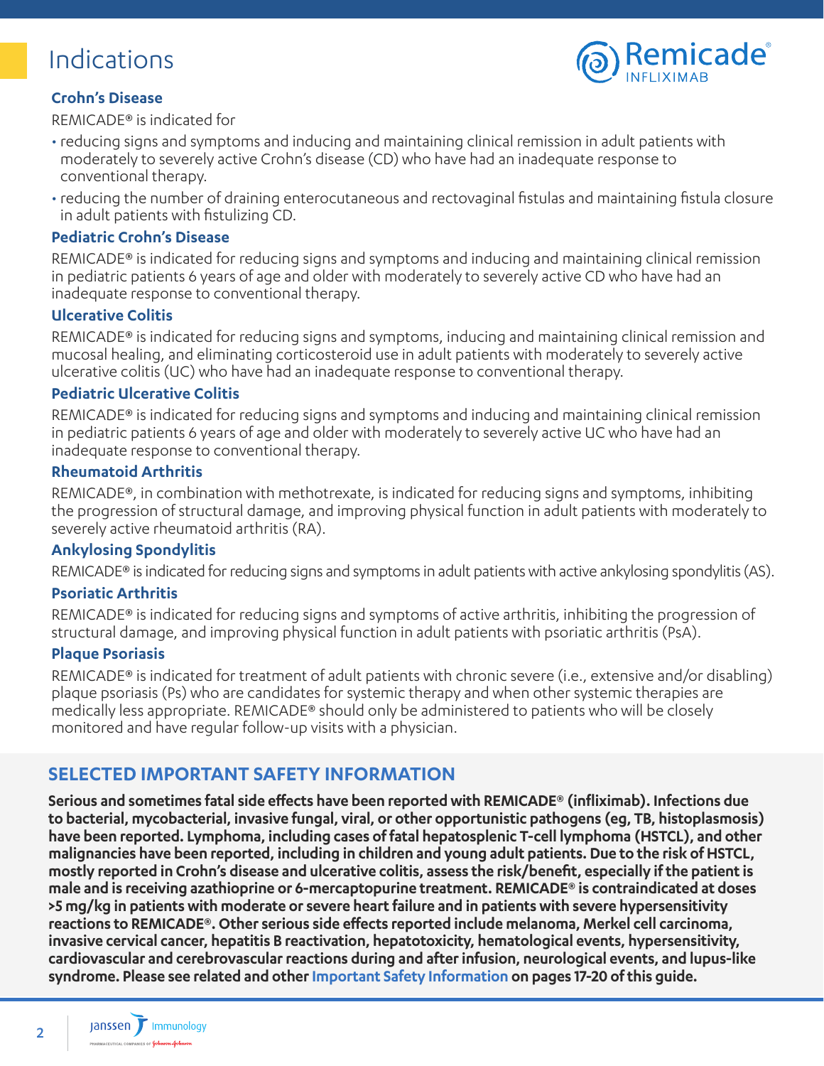# Indications

### Crohn's Disease

REMICADE® is indicated for

- reducing signs and symptoms and inducing and maintaining clinical remission in adult patients with moderately to severely active Crohn's disease (CD) who have had an inadequate response to conventional therapy.
- reducing the number of draining enterocutaneous and rectovaginal fistulas and maintaining fistula closure in adult patients with fistulizing CD.

### Pediatric Crohn's Disease

REMICADE® is indicated for reducing signs and symptoms and inducing and maintaining clinical remission in pediatric patients 6 years of age and older with moderately to severely active CD who have had an inadequate response to conventional therapy.

### Ulcerative Colitis

REMICADE® is indicated for reducing signs and symptoms, inducing and maintaining clinical remission and mucosal healing, and eliminating corticosteroid use in adult patients with moderately to severely active ulcerative colitis (UC) who have had an inadequate response to conventional therapy.

### Pediatric Ulcerative Colitis

REMICADE® is indicated for reducing signs and symptoms and inducing and maintaining clinical remission in pediatric patients 6 years of age and older with moderately to severely active UC who have had an inadequate response to conventional therapy.

### Rheumatoid Arthritis

REMICADE®, in combination with methotrexate, is indicated for reducing signs and symptoms, inhibiting the progression of structural damage, and improving physical function in adult patients with moderately to severely active rheumatoid arthritis (RA).

### Ankylosing Spondylitis

REMICADE® is indicated for reducing signs and symptoms in adult patients with active ankylosing spondylitis (AS).

### Psoriatic Arthritis

REMICADE® is indicated for reducing signs and symptoms of active arthritis, inhibiting the progression of structural damage, and improving physical function in adult patients with psoriatic arthritis (PsA).

### Plaque Psoriasis

REMICADE® is indicated for treatment of adult patients with chronic severe (i.e., extensive and/or disabling) plaque psoriasis (Ps) who are candidates for systemic therapy and when other systemic therapies are medically less appropriate. REMICADE® should only be administered to patients who will be closely monitored and have regular follow-up visits with a physician.

## SELECTED IMPORTANT SAFETY INFORMATION

**Serious and sometimes fatal side effects have been reported with REMICADE® (infliximab). Infections due to bacterial, mycobacterial, invasive fungal, viral, or other opportunistic pathogens (eg, TB, histoplasmosis) have been reported. Lymphoma, including cases of fatal hepatosplenic T-cell lymphoma (HSTCL), and other malignancies have been reported, including in children and young adult patients. Due to the risk of HSTCL, mostly reported in Crohn's disease and ulcerative colitis, assess the risk/benefit, especially if the patient is male and is receiving azathioprine or 6-mercaptopurine treatment. REMICADE® is contraindicated at doses >5 mg/kg in patients with moderate or severe heart failure and in patients with severe hypersensitivity reactions to REMICADE®. Other serious side effects reported include melanoma, Merkel cell carcinoma, invasive cervical cancer, hepatitis B reactivation, hepatotoxicity, hematological events, hypersensitivity, cardiovascular and cerebrovascular reactions during and after infusion, neurological events, and lupus-like syndrome. Please see related and other Important Safety Information on pages 17-20 of this guide.**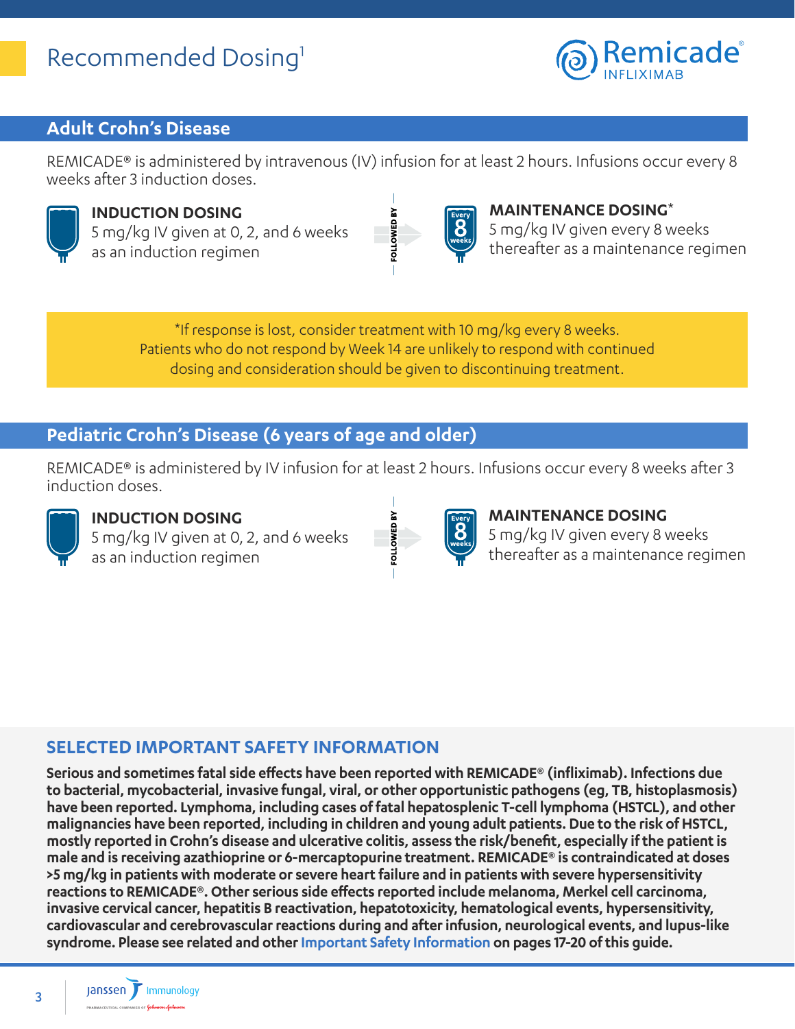# Recommended Dosing[1]

## Adult Crohn's Disease

REMICADE® is administered by intravenous (IV) infusion for at least 2 hours. Infusions occur every 8 weeks after 3 induction doses.

**INDUCTION DOSING**
5 mg/kg IV given at 0, 2, and 6 weeks as an induction regimen

FOLLOWED BY

**MAINTENANCE DOSING***
5 mg/kg IV given every 8 weeks thereafter as a maintenance regimen

*If response is lost, consider treatment with 10 mg/kg every 8 weeks. Patients who do not respond by Week 14 are unlikely to respond with continued dosing and consideration should be given to discontinuing treatment.

## Pediatric Crohn's Disease (6 years of age and older)

REMICADE® is administered by IV infusion for at least 2 hours. Infusions occur every 8 weeks after 3 induction doses.

**INDUCTION DOSING**
5 mg/kg IV given at 0, 2, and 6 weeks as an induction regimen

FOLLOWED BY

**MAINTENANCE DOSING**
5 mg/kg IV given every 8 weeks thereafter as a maintenance regimen

## SELECTED IMPORTANT SAFETY INFORMATION

**Serious and sometimes fatal side effects have been reported with REMICADE® (infliximab). Infections due to bacterial, mycobacterial, invasive fungal, viral, or other opportunistic pathogens (eg, TB, histoplasmosis) have been reported. Lymphoma, including cases of fatal hepatosplenic T-cell lymphoma (HSTCL), and other malignancies have been reported, including in children and young adult patients. Due to the risk of HSTCL, mostly reported in Crohn's disease and ulcerative colitis, assess the risk/benefit, especially if the patient is male and is receiving azathioprine or 6-mercaptopurine treatment. REMICADE® is contraindicated at doses >5 mg/kg in patients with moderate or severe heart failure and in patients with severe hypersensitivity reactions to REMICADE®. Other serious side effects reported include melanoma, Merkel cell carcinoma, invasive cervical cancer, hepatitis B reactivation, hepatotoxicity, hematological events, hypersensitivity, cardiovascular and cerebrovascular reactions during and after infusion, neurological events, and lupus-like syndrome. Please see related and other Important Safety Information on pages 17-20 of this guide.**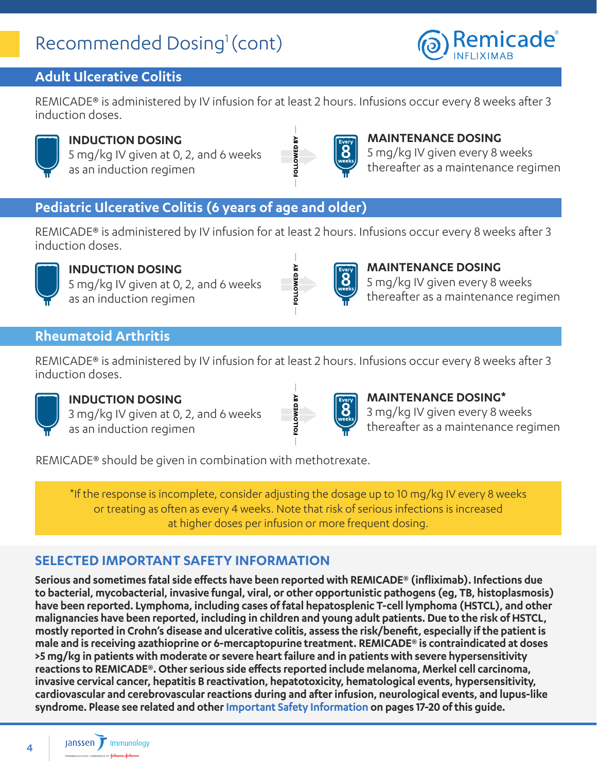# Recommended Dosing[1] (cont)

## Adult Ulcerative Colitis

REMICADE® is administered by IV infusion for at least 2 hours. Infusions occur every 8 weeks after 3 induction doses.

**INDUCTION DOSING**
5 mg/kg IV given at 0, 2, and 6 weeks as an induction regimen

FOLLOWED BY

**MAINTENANCE DOSING**
5 mg/kg IV given every 8 weeks thereafter as a maintenance regimen

## Pediatric Ulcerative Colitis (6 years of age and older)

REMICADE® is administered by IV infusion for at least 2 hours. Infusions occur every 8 weeks after 3 induction doses.

**INDUCTION DOSING**
5 mg/kg IV given at 0, 2, and 6 weeks as an induction regimen

FOLLOWED BY

**MAINTENANCE DOSING**
5 mg/kg IV given every 8 weeks thereafter as a maintenance regimen

## Rheumatoid Arthritis

REMICADE® is administered by IV infusion for at least 2 hours. Infusions occur every 8 weeks after 3 induction doses.

**INDUCTION DOSING**
3 mg/kg IV given at 0, 2, and 6 weeks as an induction regimen

FOLLOWED BY

**MAINTENANCE DOSING***
3 mg/kg IV given every 8 weeks thereafter as a maintenance regimen

REMICADE® should be given in combination with methotrexate.

*If the response is incomplete, consider adjusting the dosage up to 10 mg/kg IV every 8 weeks or treating as often as every 4 weeks. Note that risk of serious infections is increased at higher doses per infusion or more frequent dosing.

## SELECTED IMPORTANT SAFETY INFORMATION

**Serious and sometimes fatal side effects have been reported with REMICADE® (infliximab). Infections due to bacterial, mycobacterial, invasive fungal, viral, or other opportunistic pathogens (eg, TB, histoplasmosis) have been reported. Lymphoma, including cases of fatal hepatosplenic T-cell lymphoma (HSTCL), and other malignancies have been reported, including in children and young adult patients. Due to the risk of HSTCL, mostly reported in Crohn's disease and ulcerative colitis, assess the risk/benefit, especially if the patient is male and is receiving azathioprine or 6-mercaptopurine treatment. REMICADE® is contraindicated at doses >5 mg/kg in patients with moderate or severe heart failure and in patients with severe hypersensitivity reactions to REMICADE®. Other serious side effects reported include melanoma, Merkel cell carcinoma, invasive cervical cancer, hepatitis B reactivation, hepatotoxicity, hematological events, hypersensitivity, cardiovascular and cerebrovascular reactions during and after infusion, neurological events, and lupus-like syndrome. Please see related and other Important Safety Information on pages 17-20 of this guide.**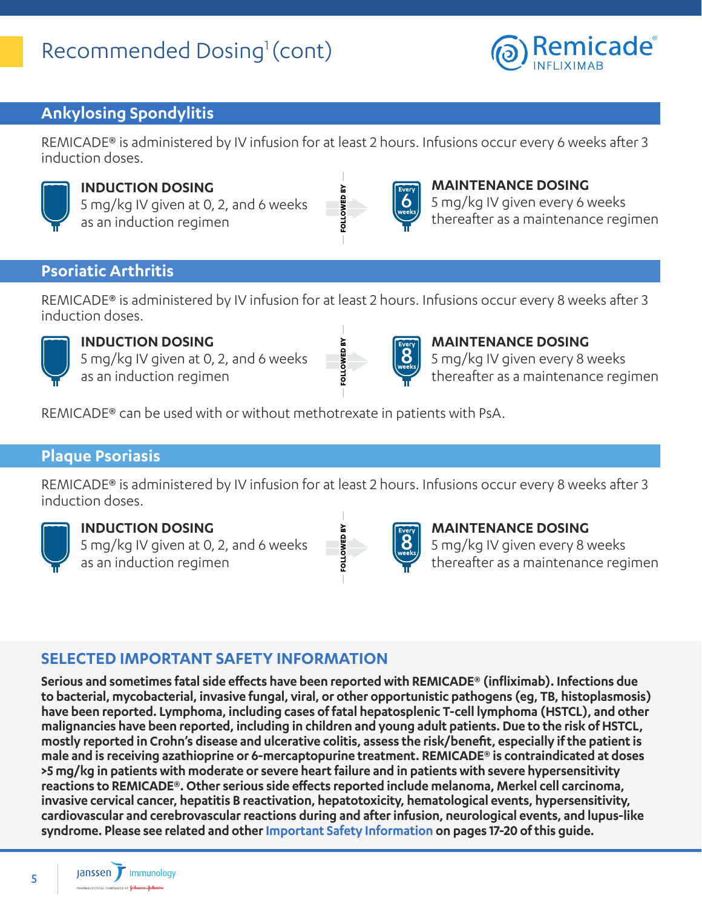# Recommended Dosing[1] (cont)

## Ankylosing Spondylitis

REMICADE® is administered by IV infusion for at least 2 hours. Infusions occur every 6 weeks after 3 induction doses.

**INDUCTION DOSING**
5 mg/kg IV given at 0, 2, and 6 weeks as an induction regimen

FOLLOWED BY

**MAINTENANCE DOSING**
Every 6 weeks
5 mg/kg IV given every 6 weeks thereafter as a maintenance regimen

## Psoriatic Arthritis

REMICADE® is administered by IV infusion for at least 2 hours. Infusions occur every 8 weeks after 3 induction doses.

**INDUCTION DOSING**
5 mg/kg IV given at 0, 2, and 6 weeks as an induction regimen

FOLLOWED BY

**MAINTENANCE DOSING**
Every 8 weeks
5 mg/kg IV given every 8 weeks thereafter as a maintenance regimen

REMICADE® can be used with or without methotrexate in patients with PsA.

## Plaque Psoriasis

REMICADE® is administered by IV infusion for at least 2 hours. Infusions occur every 8 weeks after 3 induction doses.

**INDUCTION DOSING**
5 mg/kg IV given at 0, 2, and 6 weeks as an induction regimen

FOLLOWED BY

**MAINTENANCE DOSING**
Every 8 weeks
5 mg/kg IV given every 8 weeks thereafter as a maintenance regimen

## SELECTED IMPORTANT SAFETY INFORMATION

**Serious and sometimes fatal side effects have been reported with REMICADE® (infliximab). Infections due to bacterial, mycobacterial, invasive fungal, viral, or other opportunistic pathogens (eg, TB, histoplasmosis) have been reported. Lymphoma, including cases of fatal hepatosplenic T-cell lymphoma (HSTCL), and other malignancies have been reported, including in children and young adult patients. Due to the risk of HSTCL, mostly reported in Crohn's disease and ulcerative colitis, assess the risk/benefit, especially if the patient is male and is receiving azathioprine or 6-mercaptopurine treatment. REMICADE® is contraindicated at doses >5 mg/kg in patients with moderate or severe heart failure and in patients with severe hypersensitivity reactions to REMICADE®. Other serious side effects reported include melanoma, Merkel cell carcinoma, invasive cervical cancer, hepatitis B reactivation, hepatotoxicity, hematological events, hypersensitivity, cardiovascular and cerebrovascular reactions during and after infusion, neurological events, and lupus-like syndrome. Please see related and other Important Safety Information on pages 17-20 of this guide.**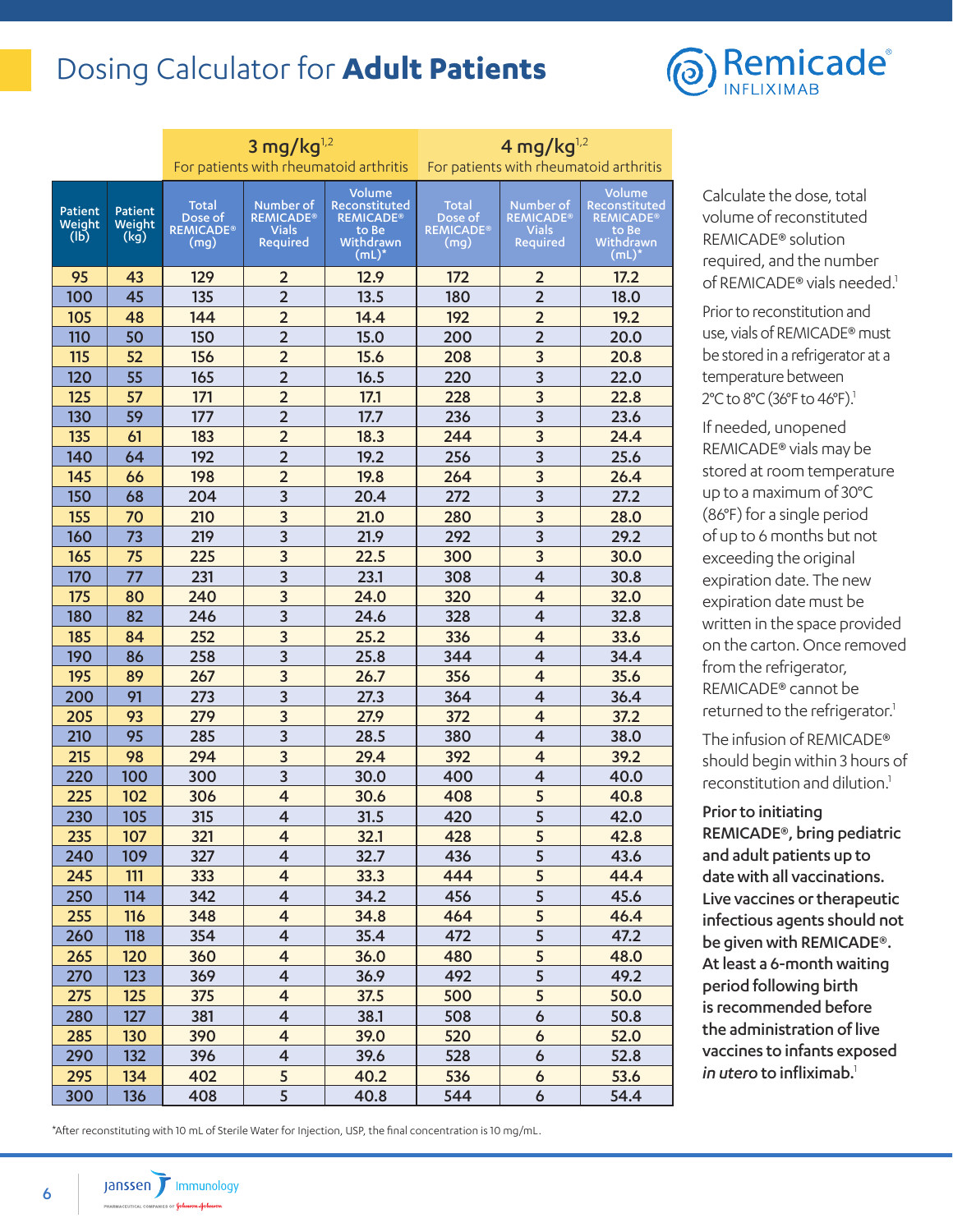# Dosing Calculator for **Adult Patients**

| Patient Weight (lb) | Patient Weight (kg) | 3 mg/kg[1,2] For patients with rheumatoid arthritis | | | 4 mg/kg[1,2] For patients with rheumatoid arthritis | | |
|---|---|---|---|---|---|---|---|
| | | Total Dose of REMICADE® (mg) | Number of REMICADE® Vials Required | Volume Reconstituted REMICADE® to Be Withdrawn (mL)* | Total Dose of REMICADE® (mg) | Number of REMICADE® Vials Required | Volume Reconstituted REMICADE® to Be Withdrawn (mL)* |
| 95 | 43 | 129 | 2 | 12.9 | 172 | 2 | 17.2 |
| 100 | 45 | 135 | 2 | 13.5 | 180 | 2 | 18.0 |
| 105 | 48 | 144 | 2 | 14.4 | 192 | 2 | 19.2 |
| 110 | 50 | 150 | 2 | 15.0 | 200 | 2 | 20.0 |
| 115 | 52 | 156 | 2 | 15.6 | 208 | 3 | 20.8 |
| 120 | 55 | 165 | 2 | 16.5 | 220 | 3 | 22.0 |
| 125 | 57 | 171 | 2 | 17.1 | 228 | 3 | 22.8 |
| 130 | 59 | 177 | 2 | 17.7 | 236 | 3 | 23.6 |
| 135 | 61 | 183 | 2 | 18.3 | 244 | 3 | 24.4 |
| 140 | 64 | 192 | 2 | 19.2 | 256 | 3 | 25.6 |
| 145 | 66 | 198 | 2 | 19.8 | 264 | 3 | 26.4 |
| 150 | 68 | 204 | 3 | 20.4 | 272 | 3 | 27.2 |
| 155 | 70 | 210 | 3 | 21.0 | 280 | 3 | 28.0 |
| 160 | 73 | 219 | 3 | 21.9 | 292 | 3 | 29.2 |
| 165 | 75 | 225 | 3 | 22.5 | 300 | 3 | 30.0 |
| 170 | 77 | 231 | 3 | 23.1 | 308 | 4 | 30.8 |
| 175 | 80 | 240 | 3 | 24.0 | 320 | 4 | 32.0 |
| 180 | 82 | 246 | 3 | 24.6 | 328 | 4 | 32.8 |
| 185 | 84 | 252 | 3 | 25.2 | 336 | 4 | 33.6 |
| 190 | 86 | 258 | 3 | 25.8 | 344 | 4 | 34.4 |
| 195 | 89 | 267 | 3 | 26.7 | 356 | 4 | 35.6 |
| 200 | 91 | 273 | 3 | 27.3 | 364 | 4 | 36.4 |
| 205 | 93 | 279 | 3 | 27.9 | 372 | 4 | 37.2 |
| 210 | 95 | 285 | 3 | 28.5 | 380 | 4 | 38.0 |
| 215 | 98 | 294 | 3 | 29.4 | 392 | 4 | 39.2 |
| 220 | 100 | 300 | 3 | 30.0 | 400 | 4 | 40.0 |
| 225 | 102 | 306 | 4 | 30.6 | 408 | 5 | 40.8 |
| 230 | 105 | 315 | 4 | 31.5 | 420 | 5 | 42.0 |
| 235 | 107 | 321 | 4 | 32.1 | 428 | 5 | 42.8 |
| 240 | 109 | 327 | 4 | 32.7 | 436 | 5 | 43.6 |
| 245 | 111 | 333 | 4 | 33.3 | 444 | 5 | 44.4 |
| 250 | 114 | 342 | 4 | 34.2 | 456 | 5 | 45.6 |
| 255 | 116 | 348 | 4 | 34.8 | 464 | 5 | 46.4 |
| 260 | 118 | 354 | 4 | 35.4 | 472 | 5 | 47.2 |
| 265 | 120 | 360 | 4 | 36.0 | 480 | 5 | 48.0 |
| 270 | 123 | 369 | 4 | 36.9 | 492 | 5 | 49.2 |
| 275 | 125 | 375 | 4 | 37.5 | 500 | 5 | 50.0 |
| 280 | 127 | 381 | 4 | 38.1 | 508 | 6 | 50.8 |
| 285 | 130 | 390 | 4 | 39.0 | 520 | 6 | 52.0 |
| 290 | 132 | 396 | 4 | 39.6 | 528 | 6 | 52.8 |
| 295 | 134 | 402 | 5 | 40.2 | 536 | 6 | 53.6 |
| 300 | 136 | 408 | 5 | 40.8 | 544 | 6 | 54.4 |

*After reconstituting with 10 mL of Sterile Water for Injection, USP, the final concentration is 10 mg/mL.

Calculate the dose, total volume of reconstituted REMICADE® solution required, and the number of REMICADE® vials needed.[1]

Prior to reconstitution and use, vials of REMICADE® must be stored in a refrigerator at a temperature between 2°C to 8°C (36°F to 46°F).[1]

If needed, unopened REMICADE® vials may be stored at room temperature up to a maximum of 30°C (86°F) for a single period of up to 6 months but not exceeding the original expiration date. The new expiration date must be written in the space provided on the carton. Once removed from the refrigerator, REMICADE® cannot be returned to the refrigerator.[1]

The infusion of REMICADE® should begin within 3 hours of reconstitution and dilution.[1]

**Prior to initiating REMICADE®, bring pediatric and adult patients up to date with all vaccinations. Live vaccines or therapeutic infectious agents should not be given with REMICADE®. At least a 6-month waiting period following birth is recommended before the administration of live vaccines to infants exposed *in utero* to infliximab.**[1]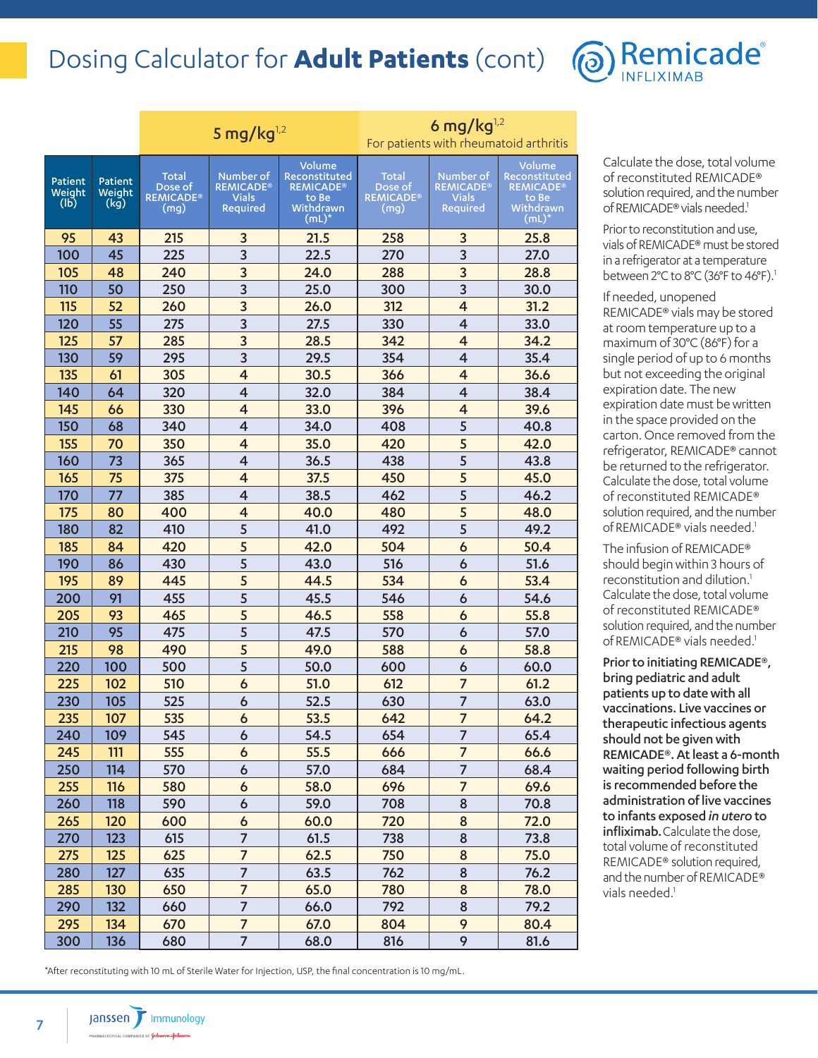# Dosing Calculator for **Adult Patients** (cont)

| | | 5 mg/kg[1,2] | | | 6 mg/kg[1,2] For patients with rheumatoid arthritis | | |
|---|---|---|---|---|---|---|---|
| Patient Weight (lb) | Patient Weight (kg) | Total Dose of REMICADE® (mg) | Number of REMICADE® Vials Required | Volume Reconstituted REMICADE® to Be Withdrawn (mL)* | Total Dose of REMICADE® (mg) | Number of REMICADE® Vials Required | Volume Reconstituted REMICADE® to Be Withdrawn (mL)* |
| 95 | 43 | 215 | 3 | 21.5 | 258 | 3 | 25.8 |
| 100 | 45 | 225 | 3 | 22.5 | 270 | 3 | 27.0 |
| 105 | 48 | 240 | 3 | 24.0 | 288 | 3 | 28.8 |
| 110 | 50 | 250 | 3 | 25.0 | 300 | 3 | 30.0 |
| 115 | 52 | 260 | 3 | 26.0 | 312 | 4 | 31.2 |
| 120 | 55 | 275 | 3 | 27.5 | 330 | 4 | 33.0 |
| 125 | 57 | 285 | 3 | 28.5 | 342 | 4 | 34.2 |
| 130 | 59 | 295 | 3 | 29.5 | 354 | 4 | 35.4 |
| 135 | 61 | 305 | 4 | 30.5 | 366 | 4 | 36.6 |
| 140 | 64 | 320 | 4 | 32.0 | 384 | 4 | 38.4 |
| 145 | 66 | 330 | 4 | 33.0 | 396 | 4 | 39.6 |
| 150 | 68 | 340 | 4 | 34.0 | 408 | 5 | 40.8 |
| 155 | 70 | 350 | 4 | 35.0 | 420 | 5 | 42.0 |
| 160 | 73 | 365 | 4 | 36.5 | 438 | 5 | 43.8 |
| 165 | 75 | 375 | 4 | 37.5 | 450 | 5 | 45.0 |
| 170 | 77 | 385 | 4 | 38.5 | 462 | 5 | 46.2 |
| 175 | 80 | 400 | 4 | 40.0 | 480 | 5 | 48.0 |
| 180 | 82 | 410 | 5 | 41.0 | 492 | 5 | 49.2 |
| 185 | 84 | 420 | 5 | 42.0 | 504 | 6 | 50.4 |
| 190 | 86 | 430 | 5 | 43.0 | 516 | 6 | 51.6 |
| 195 | 89 | 445 | 5 | 44.5 | 534 | 6 | 53.4 |
| 200 | 91 | 455 | 5 | 45.5 | 546 | 6 | 54.6 |
| 205 | 93 | 465 | 5 | 46.5 | 558 | 6 | 55.8 |
| 210 | 95 | 475 | 5 | 47.5 | 570 | 6 | 57.0 |
| 215 | 98 | 490 | 5 | 49.0 | 588 | 6 | 58.8 |
| 220 | 100 | 500 | 5 | 50.0 | 600 | 6 | 60.0 |
| 225 | 102 | 510 | 6 | 51.0 | 612 | 7 | 61.2 |
| 230 | 105 | 525 | 6 | 52.5 | 630 | 7 | 63.0 |
| 235 | 107 | 535 | 6 | 53.5 | 642 | 7 | 64.2 |
| 240 | 109 | 545 | 6 | 54.5 | 654 | 7 | 65.4 |
| 245 | 111 | 555 | 6 | 55.5 | 666 | 7 | 66.6 |
| 250 | 114 | 570 | 6 | 57.0 | 684 | 7 | 68.4 |
| 255 | 116 | 580 | 6 | 58.0 | 696 | 7 | 69.6 |
| 260 | 118 | 590 | 6 | 59.0 | 708 | 8 | 70.8 |
| 265 | 120 | 600 | 6 | 60.0 | 720 | 8 | 72.0 |
| 270 | 123 | 615 | 7 | 61.5 | 738 | 8 | 73.8 |
| 275 | 125 | 625 | 7 | 62.5 | 750 | 8 | 75.0 |
| 280 | 127 | 635 | 7 | 63.5 | 762 | 8 | 76.2 |
| 285 | 130 | 650 | 7 | 65.0 | 780 | 8 | 78.0 |
| 290 | 132 | 660 | 7 | 66.0 | 792 | 8 | 79.2 |
| 295 | 134 | 670 | 7 | 67.0 | 804 | 9 | 80.4 |
| 300 | 136 | 680 | 7 | 68.0 | 816 | 9 | 81.6 |

*After reconstituting with 10 mL of Sterile Water for Injection, USP, the final concentration is 10 mg/mL.

Calculate the dose, total volume of reconstituted REMICADE® solution required, and the number of REMICADE® vials needed.[1]

Prior to reconstitution and use, vials of REMICADE® must be stored in a refrigerator at a temperature between 2°C to 8°C (36°F to 46°F).[1]

If needed, unopened REMICADE® vials may be stored at room temperature up to a maximum of 30°C (86°F) for a single period of up to 6 months but not exceeding the original expiration date. The new expiration date must be written in the space provided on the carton. Once removed from the refrigerator, REMICADE® cannot be returned to the refrigerator. Calculate the dose, total volume of reconstituted REMICADE® solution required, and the number of REMICADE® vials needed.[1]

The infusion of REMICADE® should begin within 3 hours of reconstitution and dilution.[1] Calculate the dose, total volume of reconstituted REMICADE® solution required, and the number of REMICADE® vials needed.[1]

**Prior to initiating REMICADE®, bring pediatric and adult patients up to date with all vaccinations. Live vaccines or therapeutic infectious agents should not be given with REMICADE®. At least a 6-month waiting period following birth is recommended before the administration of live vaccines to infants exposed *in utero* to infliximab.** Calculate the dose, total volume of reconstituted REMICADE® solution required, and the number of REMICADE® vials needed.[1]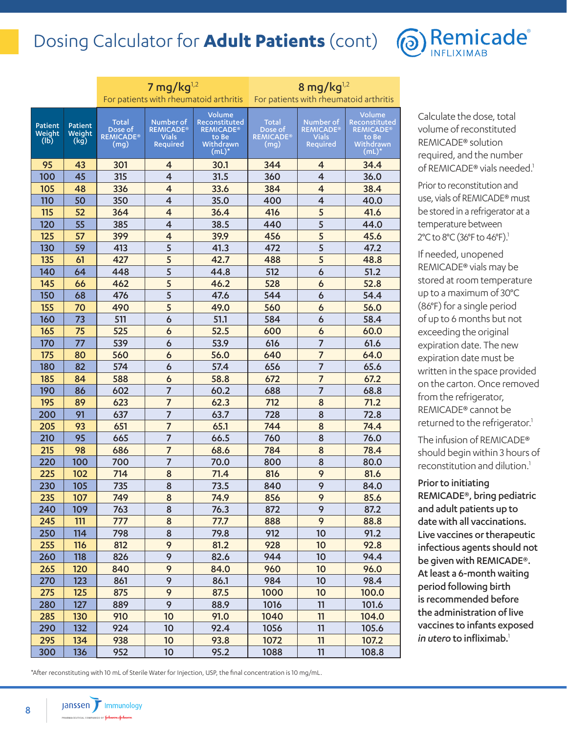# Dosing Calculator for **Adult Patients** (cont)

| Patient Weight (lb) | Patient Weight (kg) | 7 mg/kg[1,2] For patients with rheumatoid arthritis | | | 8 mg/kg[1,2] For patients with rheumatoid arthritis | | |
|---|---|---|---|---|---|---|---|
| | | Total Dose of REMICADE® (mg) | Number of REMICADE® Vials Required | Volume Reconstituted REMICADE® to Be Withdrawn (mL)* | Total Dose of REMICADE® (mg) | Number of REMICADE® Vials Required | Volume Reconstituted REMICADE® to Be Withdrawn (mL)* |
| 95 | 43 | 301 | 4 | 30.1 | 344 | 4 | 34.4 |
| 100 | 45 | 315 | 4 | 31.5 | 360 | 4 | 36.0 |
| 105 | 48 | 336 | 4 | 33.6 | 384 | 4 | 38.4 |
| 110 | 50 | 350 | 4 | 35.0 | 400 | 4 | 40.0 |
| 115 | 52 | 364 | 4 | 36.4 | 416 | 5 | 41.6 |
| 120 | 55 | 385 | 4 | 38.5 | 440 | 5 | 44.0 |
| 125 | 57 | 399 | 4 | 39.9 | 456 | 5 | 45.6 |
| 130 | 59 | 413 | 5 | 41.3 | 472 | 5 | 47.2 |
| 135 | 61 | 427 | 5 | 42.7 | 488 | 5 | 48.8 |
| 140 | 64 | 448 | 5 | 44.8 | 512 | 6 | 51.2 |
| 145 | 66 | 462 | 5 | 46.2 | 528 | 6 | 52.8 |
| 150 | 68 | 476 | 5 | 47.6 | 544 | 6 | 54.4 |
| 155 | 70 | 490 | 5 | 49.0 | 560 | 6 | 56.0 |
| 160 | 73 | 511 | 6 | 51.1 | 584 | 6 | 58.4 |
| 165 | 75 | 525 | 6 | 52.5 | 600 | 6 | 60.0 |
| 170 | 77 | 539 | 6 | 53.9 | 616 | 7 | 61.6 |
| 175 | 80 | 560 | 6 | 56.0 | 640 | 7 | 64.0 |
| 180 | 82 | 574 | 6 | 57.4 | 656 | 7 | 65.6 |
| 185 | 84 | 588 | 6 | 58.8 | 672 | 7 | 67.2 |
| 190 | 86 | 602 | 7 | 60.2 | 688 | 7 | 68.8 |
| 195 | 89 | 623 | 7 | 62.3 | 712 | 8 | 71.2 |
| 200 | 91 | 637 | 7 | 63.7 | 728 | 8 | 72.8 |
| 205 | 93 | 651 | 7 | 65.1 | 744 | 8 | 74.4 |
| 210 | 95 | 665 | 7 | 66.5 | 760 | 8 | 76.0 |
| 215 | 98 | 686 | 7 | 68.6 | 784 | 8 | 78.4 |
| 220 | 100 | 700 | 7 | 70.0 | 800 | 8 | 80.0 |
| 225 | 102 | 714 | 8 | 71.4 | 816 | 9 | 81.6 |
| 230 | 105 | 735 | 8 | 73.5 | 840 | 9 | 84.0 |
| 235 | 107 | 749 | 8 | 74.9 | 856 | 9 | 85.6 |
| 240 | 109 | 763 | 8 | 76.3 | 872 | 9 | 87.2 |
| 245 | 111 | 777 | 8 | 77.7 | 888 | 9 | 88.8 |
| 250 | 114 | 798 | 8 | 79.8 | 912 | 10 | 91.2 |
| 255 | 116 | 812 | 9 | 81.2 | 928 | 10 | 92.8 |
| 260 | 118 | 826 | 9 | 82.6 | 944 | 10 | 94.4 |
| 265 | 120 | 840 | 9 | 84.0 | 960 | 10 | 96.0 |
| 270 | 123 | 861 | 9 | 86.1 | 984 | 10 | 98.4 |
| 275 | 125 | 875 | 9 | 87.5 | 1000 | 10 | 100.0 |
| 280 | 127 | 889 | 9 | 88.9 | 1016 | 11 | 101.6 |
| 285 | 130 | 910 | 10 | 91.0 | 1040 | 11 | 104.0 |
| 290 | 132 | 924 | 10 | 92.4 | 1056 | 11 | 105.6 |
| 295 | 134 | 938 | 10 | 93.8 | 1072 | 11 | 107.2 |
| 300 | 136 | 952 | 10 | 95.2 | 1088 | 11 | 108.8 |

*After reconstituting with 10 mL of Sterile Water for Injection, USP, the final concentration is 10 mg/mL.

Calculate the dose, total volume of reconstituted REMICADE® solution required, and the number of REMICADE® vials needed.[1]

Prior to reconstitution and use, vials of REMICADE® must be stored in a refrigerator at a temperature between 2°C to 8°C (36°F to 46°F).[1]

If needed, unopened REMICADE® vials may be stored at room temperature up to a maximum of 30°C (86°F) for a single period of up to 6 months but not exceeding the original expiration date. The new expiration date must be written in the space provided on the carton. Once removed from the refrigerator, REMICADE® cannot be returned to the refrigerator.[1]

The infusion of REMICADE® should begin within 3 hours of reconstitution and dilution.[1]

**Prior to initiating REMICADE®, bring pediatric and adult patients up to date with all vaccinations. Live vaccines or therapeutic infectious agents should not be given with REMICADE®. At least a 6-month waiting period following birth is recommended before the administration of live vaccines to infants exposed *in utero* to infliximab.**[1]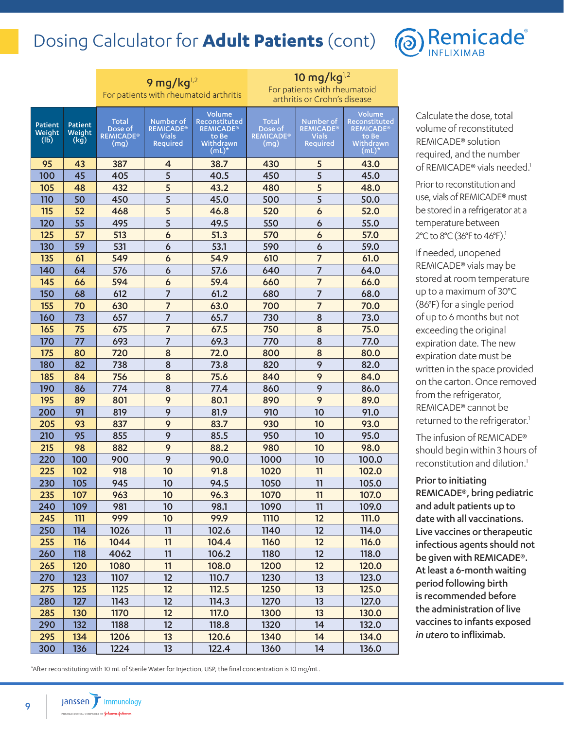# Dosing Calculator for **Adult Patients** (cont)

| | | 9 mg/kg[1,2] For patients with rheumatoid arthritis | | | 10 mg/kg[1,2] For patients with rheumatoid arthritis or Crohn's disease | | |
|---|---|---|---|---|---|---|---|
| Patient Weight (lb) | Patient Weight (kg) | Total Dose of REMICADE® (mg) | Number of REMICADE® Vials Required | Volume Reconstituted REMICADE® to Be Withdrawn (mL)* | Total Dose of REMICADE® (mg) | Number of REMICADE® Vials Required | Volume Reconstituted REMICADE® to Be Withdrawn (mL)* |
| 95 | 43 | 387 | 4 | 38.7 | 430 | 5 | 43.0 |
| 100 | 45 | 405 | 5 | 40.5 | 450 | 5 | 45.0 |
| 105 | 48 | 432 | 5 | 43.2 | 480 | 5 | 48.0 |
| 110 | 50 | 450 | 5 | 45.0 | 500 | 5 | 50.0 |
| 115 | 52 | 468 | 5 | 46.8 | 520 | 6 | 52.0 |
| 120 | 55 | 495 | 5 | 49.5 | 550 | 6 | 55.0 |
| 125 | 57 | 513 | 6 | 51.3 | 570 | 6 | 57.0 |
| 130 | 59 | 531 | 6 | 53.1 | 590 | 6 | 59.0 |
| 135 | 61 | 549 | 6 | 54.9 | 610 | 7 | 61.0 |
| 140 | 64 | 576 | 6 | 57.6 | 640 | 7 | 64.0 |
| 145 | 66 | 594 | 6 | 59.4 | 660 | 7 | 66.0 |
| 150 | 68 | 612 | 7 | 61.2 | 680 | 7 | 68.0 |
| 155 | 70 | 630 | 7 | 63.0 | 700 | 7 | 70.0 |
| 160 | 73 | 657 | 7 | 65.7 | 730 | 8 | 73.0 |
| 165 | 75 | 675 | 7 | 67.5 | 750 | 8 | 75.0 |
| 170 | 77 | 693 | 7 | 69.3 | 770 | 8 | 77.0 |
| 175 | 80 | 720 | 8 | 72.0 | 800 | 8 | 80.0 |
| 180 | 82 | 738 | 8 | 73.8 | 820 | 9 | 82.0 |
| 185 | 84 | 756 | 8 | 75.6 | 840 | 9 | 84.0 |
| 190 | 86 | 774 | 8 | 77.4 | 860 | 9 | 86.0 |
| 195 | 89 | 801 | 9 | 80.1 | 890 | 9 | 89.0 |
| 200 | 91 | 819 | 9 | 81.9 | 910 | 10 | 91.0 |
| 205 | 93 | 837 | 9 | 83.7 | 930 | 10 | 93.0 |
| 210 | 95 | 855 | 9 | 85.5 | 950 | 10 | 95.0 |
| 215 | 98 | 882 | 9 | 88.2 | 980 | 10 | 98.0 |
| 220 | 100 | 900 | 9 | 90.0 | 1000 | 10 | 100.0 |
| 225 | 102 | 918 | 10 | 91.8 | 1020 | 11 | 102.0 |
| 230 | 105 | 945 | 10 | 94.5 | 1050 | 11 | 105.0 |
| 235 | 107 | 963 | 10 | 96.3 | 1070 | 11 | 107.0 |
| 240 | 109 | 981 | 10 | 98.1 | 1090 | 11 | 109.0 |
| 245 | 111 | 999 | 10 | 99.9 | 1110 | 12 | 111.0 |
| 250 | 114 | 1026 | 11 | 102.6 | 1140 | 12 | 114.0 |
| 255 | 116 | 1044 | 11 | 104.4 | 1160 | 12 | 116.0 |
| 260 | 118 | 4062 | 11 | 106.2 | 1180 | 12 | 118.0 |
| 265 | 120 | 1080 | 11 | 108.0 | 1200 | 12 | 120.0 |
| 270 | 123 | 1107 | 12 | 110.7 | 1230 | 13 | 123.0 |
| 275 | 125 | 1125 | 12 | 112.5 | 1250 | 13 | 125.0 |
| 280 | 127 | 1143 | 12 | 114.3 | 1270 | 13 | 127.0 |
| 285 | 130 | 1170 | 12 | 117.0 | 1300 | 13 | 130.0 |
| 290 | 132 | 1188 | 12 | 118.8 | 1320 | 14 | 132.0 |
| 295 | 134 | 1206 | 13 | 120.6 | 1340 | 14 | 134.0 |
| 300 | 136 | 1224 | 13 | 122.4 | 1360 | 14 | 136.0 |

*After reconstituting with 10 mL of Sterile Water for Injection, USP, the final concentration is 10 mg/mL.

Calculate the dose, total volume of reconstituted REMICADE® solution required, and the number of REMICADE® vials needed.[1]

Prior to reconstitution and use, vials of REMICADE® must be stored in a refrigerator at a temperature between 2°C to 8°C (36°F to 46°F).[1]

If needed, unopened REMICADE® vials may be stored at room temperature up to a maximum of 30°C (86°F) for a single period of up to 6 months but not exceeding the original expiration date. The new expiration date must be written in the space provided on the carton. Once removed from the refrigerator, REMICADE® cannot be returned to the refrigerator.[1]

The infusion of REMICADE® should begin within 3 hours of reconstitution and dilution.[1]

**Prior to initiating REMICADE®, bring pediatric and adult patients up to date with all vaccinations. Live vaccines or therapeutic infectious agents should not be given with REMICADE®. At least a 6-month waiting period following birth is recommended before the administration of live vaccines to infants exposed *in utero* to infliximab.**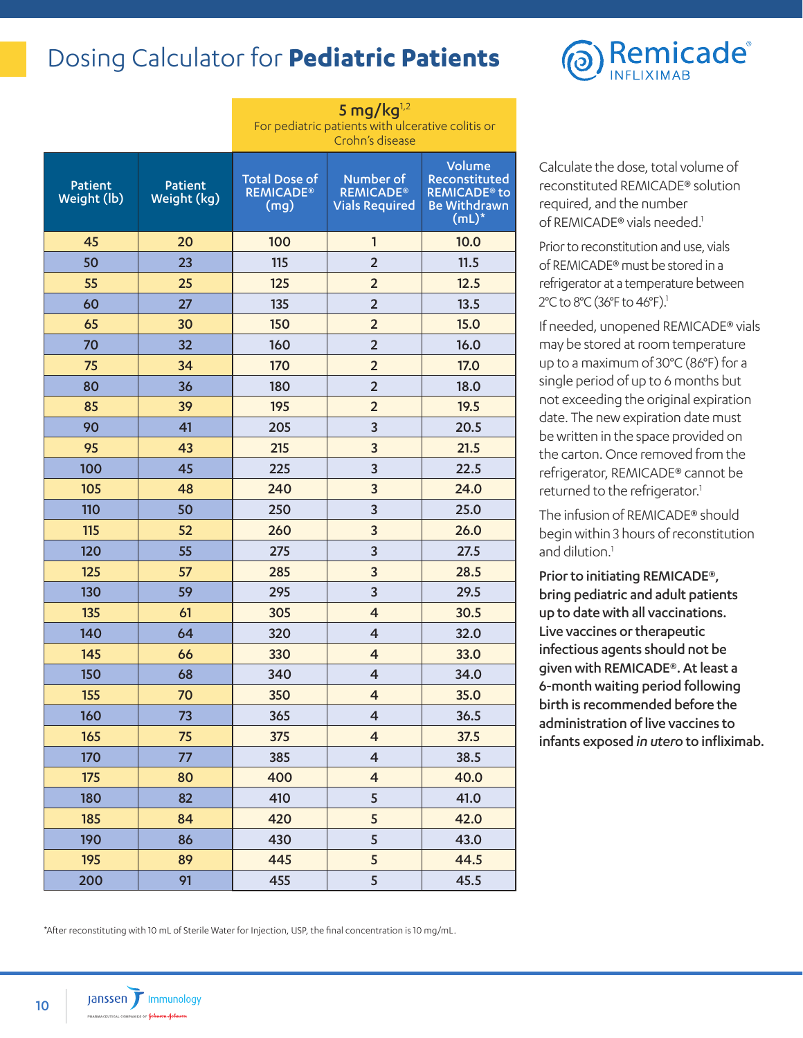# Dosing Calculator for **Pediatric Patients**

| | | 5 mg/kg[1,2] For pediatric patients with ulcerative colitis or Crohn's disease | | |
|---|---|---|---|---|
| **Patient Weight (lb)** | **Patient Weight (kg)** | **Total Dose of REMICADE® (mg)** | **Number of REMICADE® Vials Required** | **Volume Reconstituted REMICADE® to Be Withdrawn (mL)*** |
| 45 | 20 | 100 | 1 | 10.0 |
| 50 | 23 | 115 | 2 | 11.5 |
| 55 | 25 | 125 | 2 | 12.5 |
| 60 | 27 | 135 | 2 | 13.5 |
| 65 | 30 | 150 | 2 | 15.0 |
| 70 | 32 | 160 | 2 | 16.0 |
| 75 | 34 | 170 | 2 | 17.0 |
| 80 | 36 | 180 | 2 | 18.0 |
| 85 | 39 | 195 | 2 | 19.5 |
| 90 | 41 | 205 | 3 | 20.5 |
| 95 | 43 | 215 | 3 | 21.5 |
| 100 | 45 | 225 | 3 | 22.5 |
| 105 | 48 | 240 | 3 | 24.0 |
| 110 | 50 | 250 | 3 | 25.0 |
| 115 | 52 | 260 | 3 | 26.0 |
| 120 | 55 | 275 | 3 | 27.5 |
| 125 | 57 | 285 | 3 | 28.5 |
| 130 | 59 | 295 | 3 | 29.5 |
| 135 | 61 | 305 | 4 | 30.5 |
| 140 | 64 | 320 | 4 | 32.0 |
| 145 | 66 | 330 | 4 | 33.0 |
| 150 | 68 | 340 | 4 | 34.0 |
| 155 | 70 | 350 | 4 | 35.0 |
| 160 | 73 | 365 | 4 | 36.5 |
| 165 | 75 | 375 | 4 | 37.5 |
| 170 | 77 | 385 | 4 | 38.5 |
| 175 | 80 | 400 | 4 | 40.0 |
| 180 | 82 | 410 | 5 | 41.0 |
| 185 | 84 | 420 | 5 | 42.0 |
| 190 | 86 | 430 | 5 | 43.0 |
| 195 | 89 | 445 | 5 | 44.5 |
| 200 | 91 | 455 | 5 | 45.5 |

*After reconstituting with 10 mL of Sterile Water for Injection, USP, the final concentration is 10 mg/mL.

Calculate the dose, total volume of reconstituted REMICADE® solution required, and the number of REMICADE® vials needed.[1]

Prior to reconstitution and use, vials of REMICADE® must be stored in a refrigerator at a temperature between 2°C to 8°C (36°F to 46°F).[1]

If needed, unopened REMICADE® vials may be stored at room temperature up to a maximum of 30°C (86°F) for a single period of up to 6 months but not exceeding the original expiration date. The new expiration date must be written in the space provided on the carton. Once removed from the refrigerator, REMICADE® cannot be returned to the refrigerator.[1]

The infusion of REMICADE® should begin within 3 hours of reconstitution and dilution.[1]

**Prior to initiating REMICADE®, bring pediatric and adult patients up to date with all vaccinations. Live vaccines or therapeutic infectious agents should not be given with REMICADE®. At least a 6-month waiting period following birth is recommended before the administration of live vaccines to infants exposed *in utero* to infliximab.**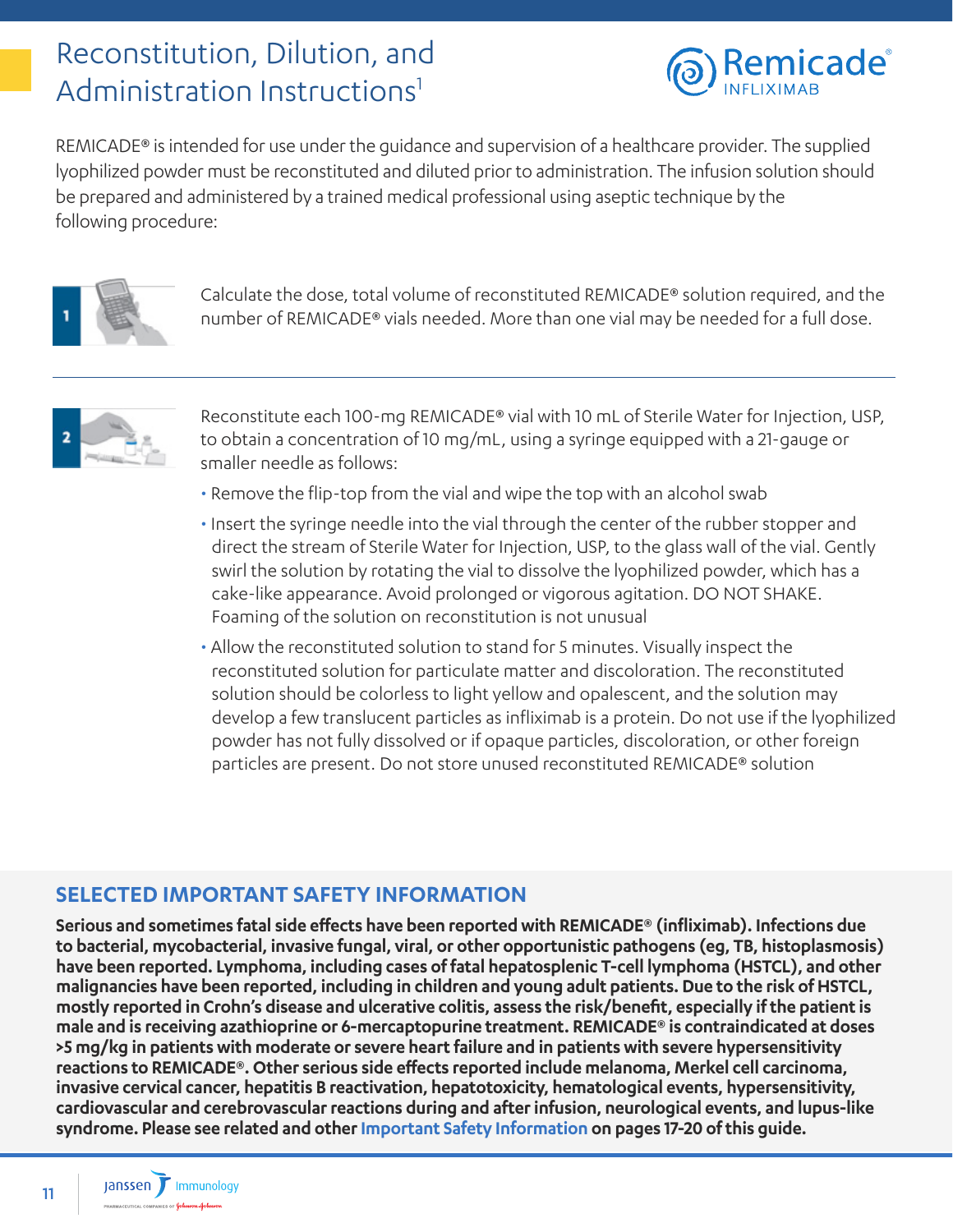# Reconstitution, Dilution, and Administration Instructions[1]

REMICADE® is intended for use under the guidance and supervision of a healthcare provider. The supplied lyophilized powder must be reconstituted and diluted prior to administration. The infusion solution should be prepared and administered by a trained medical professional using aseptic technique by the following procedure:

**1**

Calculate the dose, total volume of reconstituted REMICADE® solution required, and the number of REMICADE® vials needed. More than one vial may be needed for a full dose.

---

**2**

Reconstitute each 100-mg REMICADE® vial with 10 mL of Sterile Water for Injection, USP, to obtain a concentration of 10 mg/mL, using a syringe equipped with a 21-gauge or smaller needle as follows:

- Remove the flip-top from the vial and wipe the top with an alcohol swab
- Insert the syringe needle into the vial through the center of the rubber stopper and direct the stream of Sterile Water for Injection, USP, to the glass wall of the vial. Gently swirl the solution by rotating the vial to dissolve the lyophilized powder, which has a cake-like appearance. Avoid prolonged or vigorous agitation. DO NOT SHAKE. Foaming of the solution on reconstitution is not unusual
- Allow the reconstituted solution to stand for 5 minutes. Visually inspect the reconstituted solution for particulate matter and discoloration. The reconstituted solution should be colorless to light yellow and opalescent, and the solution may develop a few translucent particles as infliximab is a protein. Do not use if the lyophilized powder has not fully dissolved or if opaque particles, discoloration, or other foreign particles are present. Do not store unused reconstituted REMICADE® solution

## SELECTED IMPORTANT SAFETY INFORMATION

**Serious and sometimes fatal side effects have been reported with REMICADE® (infliximab). Infections due to bacterial, mycobacterial, invasive fungal, viral, or other opportunistic pathogens (eg, TB, histoplasmosis) have been reported. Lymphoma, including cases of fatal hepatosplenic T-cell lymphoma (HSTCL), and other malignancies have been reported, including in children and young adult patients. Due to the risk of HSTCL, mostly reported in Crohn's disease and ulcerative colitis, assess the risk/benefit, especially if the patient is male and is receiving azathioprine or 6-mercaptopurine treatment. REMICADE® is contraindicated at doses >5 mg/kg in patients with moderate or severe heart failure and in patients with severe hypersensitivity reactions to REMICADE®. Other serious side effects reported include melanoma, Merkel cell carcinoma, invasive cervical cancer, hepatitis B reactivation, hepatotoxicity, hematological events, hypersensitivity, cardiovascular and cerebrovascular reactions during and after infusion, neurological events, and lupus-like syndrome. Please see related and other Important Safety Information on pages 17-20 of this guide.**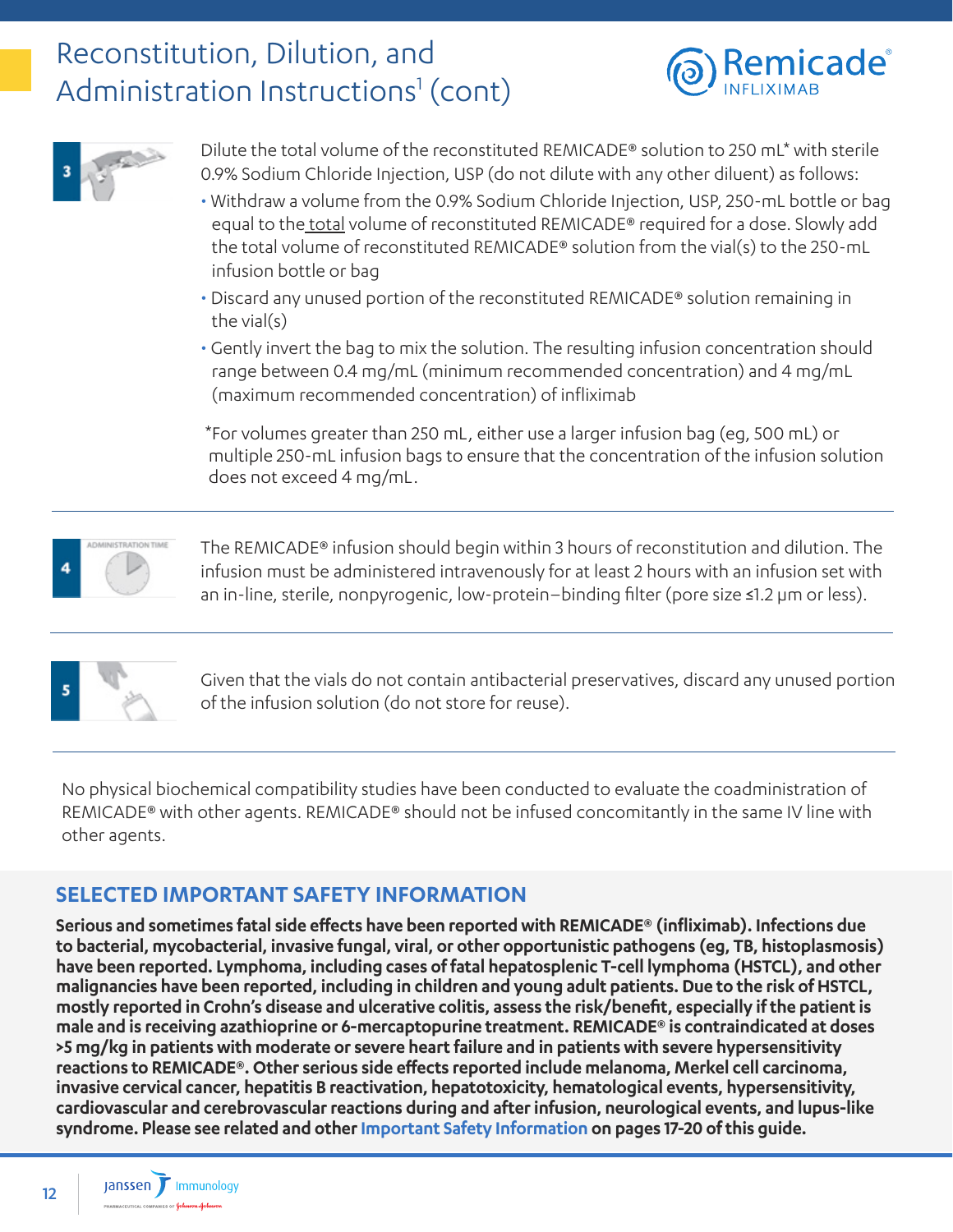# Reconstitution, Dilution, and Administration Instructions[1] (cont)

**3**

Dilute the total volume of the reconstituted REMICADE® solution to 250 mL* with sterile 0.9% Sodium Chloride Injection, USP (do not dilute with any other diluent) as follows:

- Withdraw a volume from the 0.9% Sodium Chloride Injection, USP, 250-mL bottle or bag equal to the total volume of reconstituted REMICADE® required for a dose. Slowly add the total volume of reconstituted REMICADE® solution from the vial(s) to the 250-mL infusion bottle or bag
- Discard any unused portion of the reconstituted REMICADE® solution remaining in the vial(s)
- Gently invert the bag to mix the solution. The resulting infusion concentration should range between 0.4 mg/mL (minimum recommended concentration) and 4 mg/mL (maximum recommended concentration) of infliximab

*For volumes greater than 250 mL, either use a larger infusion bag (eg, 500 mL) or multiple 250-mL infusion bags to ensure that the concentration of the infusion solution does not exceed 4 mg/mL.

**4**

ADMINISTRATION TIME

The REMICADE® infusion should begin within 3 hours of reconstitution and dilution. The infusion must be administered intravenously for at least 2 hours with an infusion set with an in-line, sterile, nonpyrogenic, low-protein–binding filter (pore size ≤1.2 μm or less).

**5**

Given that the vials do not contain antibacterial preservatives, discard any unused portion of the infusion solution (do not store for reuse).

No physical biochemical compatibility studies have been conducted to evaluate the coadministration of REMICADE® with other agents. REMICADE® should not be infused concomitantly in the same IV line with other agents.

## SELECTED IMPORTANT SAFETY INFORMATION

**Serious and sometimes fatal side effects have been reported with REMICADE® (infliximab). Infections due to bacterial, mycobacterial, invasive fungal, viral, or other opportunistic pathogens (eg, TB, histoplasmosis) have been reported. Lymphoma, including cases of fatal hepatosplenic T-cell lymphoma (HSTCL), and other malignancies have been reported, including in children and young adult patients. Due to the risk of HSTCL, mostly reported in Crohn's disease and ulcerative colitis, assess the risk/benefit, especially if the patient is male and is receiving azathioprine or 6-mercaptopurine treatment. REMICADE® is contraindicated at doses >5 mg/kg in patients with moderate or severe heart failure and in patients with severe hypersensitivity reactions to REMICADE®. Other serious side effects reported include melanoma, Merkel cell carcinoma, invasive cervical cancer, hepatitis B reactivation, hepatotoxicity, hematological events, hypersensitivity, cardiovascular and cerebrovascular reactions during and after infusion, neurological events, and lupus-like syndrome. Please see related and other Important Safety Information on pages 17-20 of this guide.**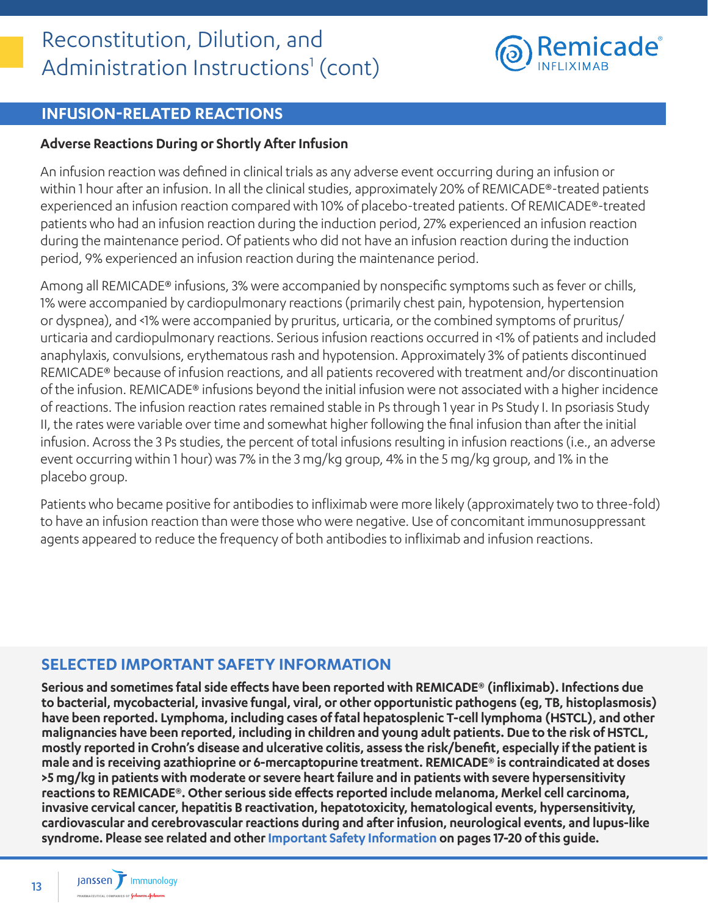# Reconstitution, Dilution, and Administration Instructions[1] (cont)

## INFUSION-RELATED REACTIONS

### Adverse Reactions During or Shortly After Infusion

An infusion reaction was defined in clinical trials as any adverse event occurring during an infusion or within 1 hour after an infusion. In all the clinical studies, approximately 20% of REMICADE®-treated patients experienced an infusion reaction compared with 10% of placebo-treated patients. Of REMICADE®-treated patients who had an infusion reaction during the induction period, 27% experienced an infusion reaction during the maintenance period. Of patients who did not have an infusion reaction during the induction period, 9% experienced an infusion reaction during the maintenance period.

Among all REMICADE® infusions, 3% were accompanied by nonspecific symptoms such as fever or chills, 1% were accompanied by cardiopulmonary reactions (primarily chest pain, hypotension, hypertension or dyspnea), and <1% were accompanied by pruritus, urticaria, or the combined symptoms of pruritus/urticaria and cardiopulmonary reactions. Serious infusion reactions occurred in <1% of patients and included anaphylaxis, convulsions, erythematous rash and hypotension. Approximately 3% of patients discontinued REMICADE® because of infusion reactions, and all patients recovered with treatment and/or discontinuation of the infusion. REMICADE® infusions beyond the initial infusion were not associated with a higher incidence of reactions. The infusion reaction rates remained stable in Ps through 1 year in Ps Study I. In psoriasis Study II, the rates were variable over time and somewhat higher following the final infusion than after the initial infusion. Across the 3 Ps studies, the percent of total infusions resulting in infusion reactions (i.e., an adverse event occurring within 1 hour) was 7% in the 3 mg/kg group, 4% in the 5 mg/kg group, and 1% in the placebo group.

Patients who became positive for antibodies to infliximab were more likely (approximately two to three-fold) to have an infusion reaction than were those who were negative. Use of concomitant immunosuppressant agents appeared to reduce the frequency of both antibodies to infliximab and infusion reactions.

## SELECTED IMPORTANT SAFETY INFORMATION

**Serious and sometimes fatal side effects have been reported with REMICADE® (infliximab). Infections due to bacterial, mycobacterial, invasive fungal, viral, or other opportunistic pathogens (eg, TB, histoplasmosis) have been reported. Lymphoma, including cases of fatal hepatosplenic T-cell lymphoma (HSTCL), and other malignancies have been reported, including in children and young adult patients. Due to the risk of HSTCL, mostly reported in Crohn's disease and ulcerative colitis, assess the risk/benefit, especially if the patient is male and is receiving azathioprine or 6-mercaptopurine treatment. REMICADE® is contraindicated at doses >5 mg/kg in patients with moderate or severe heart failure and in patients with severe hypersensitivity reactions to REMICADE®. Other serious side effects reported include melanoma, Merkel cell carcinoma, invasive cervical cancer, hepatitis B reactivation, hepatotoxicity, hematological events, hypersensitivity, cardiovascular and cerebrovascular reactions during and after infusion, neurological events, and lupus-like syndrome. Please see related and other Important Safety Information on pages 17-20 of this guide.**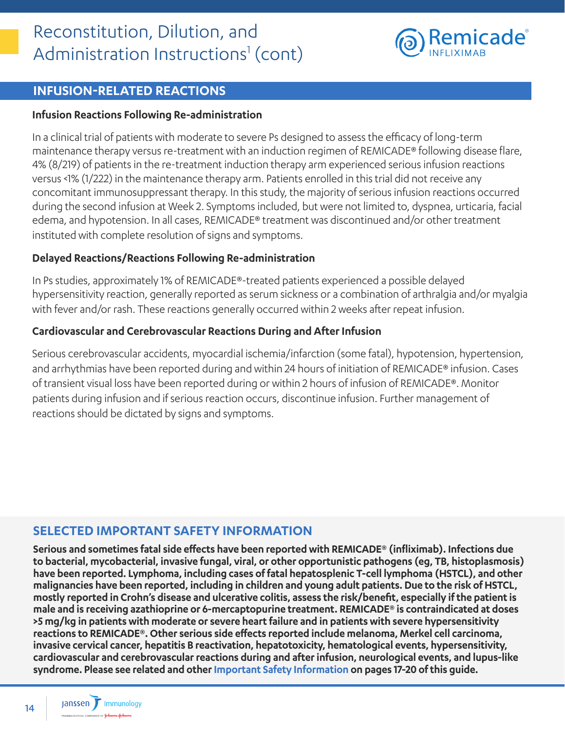# Reconstitution, Dilution, and Administration Instructions[1] (cont)

## INFUSION-RELATED REACTIONS

### Infusion Reactions Following Re-administration

In a clinical trial of patients with moderate to severe Ps designed to assess the efficacy of long-term maintenance therapy versus re-treatment with an induction regimen of REMICADE® following disease flare, 4% (8/219) of patients in the re-treatment induction therapy arm experienced serious infusion reactions versus <1% (1/222) in the maintenance therapy arm. Patients enrolled in this trial did not receive any concomitant immunosuppressant therapy. In this study, the majority of serious infusion reactions occurred during the second infusion at Week 2. Symptoms included, but were not limited to, dyspnea, urticaria, facial edema, and hypotension. In all cases, REMICADE® treatment was discontinued and/or other treatment instituted with complete resolution of signs and symptoms.

### Delayed Reactions/Reactions Following Re-administration

In Ps studies, approximately 1% of REMICADE®-treated patients experienced a possible delayed hypersensitivity reaction, generally reported as serum sickness or a combination of arthralgia and/or myalgia with fever and/or rash. These reactions generally occurred within 2 weeks after repeat infusion.

### Cardiovascular and Cerebrovascular Reactions During and After Infusion

Serious cerebrovascular accidents, myocardial ischemia/infarction (some fatal), hypotension, hypertension, and arrhythmias have been reported during and within 24 hours of initiation of REMICADE® infusion. Cases of transient visual loss have been reported during or within 2 hours of infusion of REMICADE®. Monitor patients during infusion and if serious reaction occurs, discontinue infusion. Further management of reactions should be dictated by signs and symptoms.

## SELECTED IMPORTANT SAFETY INFORMATION

**Serious and sometimes fatal side effects have been reported with REMICADE® (infliximab). Infections due to bacterial, mycobacterial, invasive fungal, viral, or other opportunistic pathogens (eg, TB, histoplasmosis) have been reported. Lymphoma, including cases of fatal hepatosplenic T-cell lymphoma (HSTCL), and other malignancies have been reported, including in children and young adult patients. Due to the risk of HSTCL, mostly reported in Crohn's disease and ulcerative colitis, assess the risk/benefit, especially if the patient is male and is receiving azathioprine or 6-mercaptopurine treatment. REMICADE® is contraindicated at doses >5 mg/kg in patients with moderate or severe heart failure and in patients with severe hypersensitivity reactions to REMICADE®. Other serious side effects reported include melanoma, Merkel cell carcinoma, invasive cervical cancer, hepatitis B reactivation, hepatotoxicity, hematological events, hypersensitivity, cardiovascular and cerebrovascular reactions during and after infusion, neurological events, and lupus-like syndrome. Please see related and other Important Safety Information on pages 17-20 of this guide.**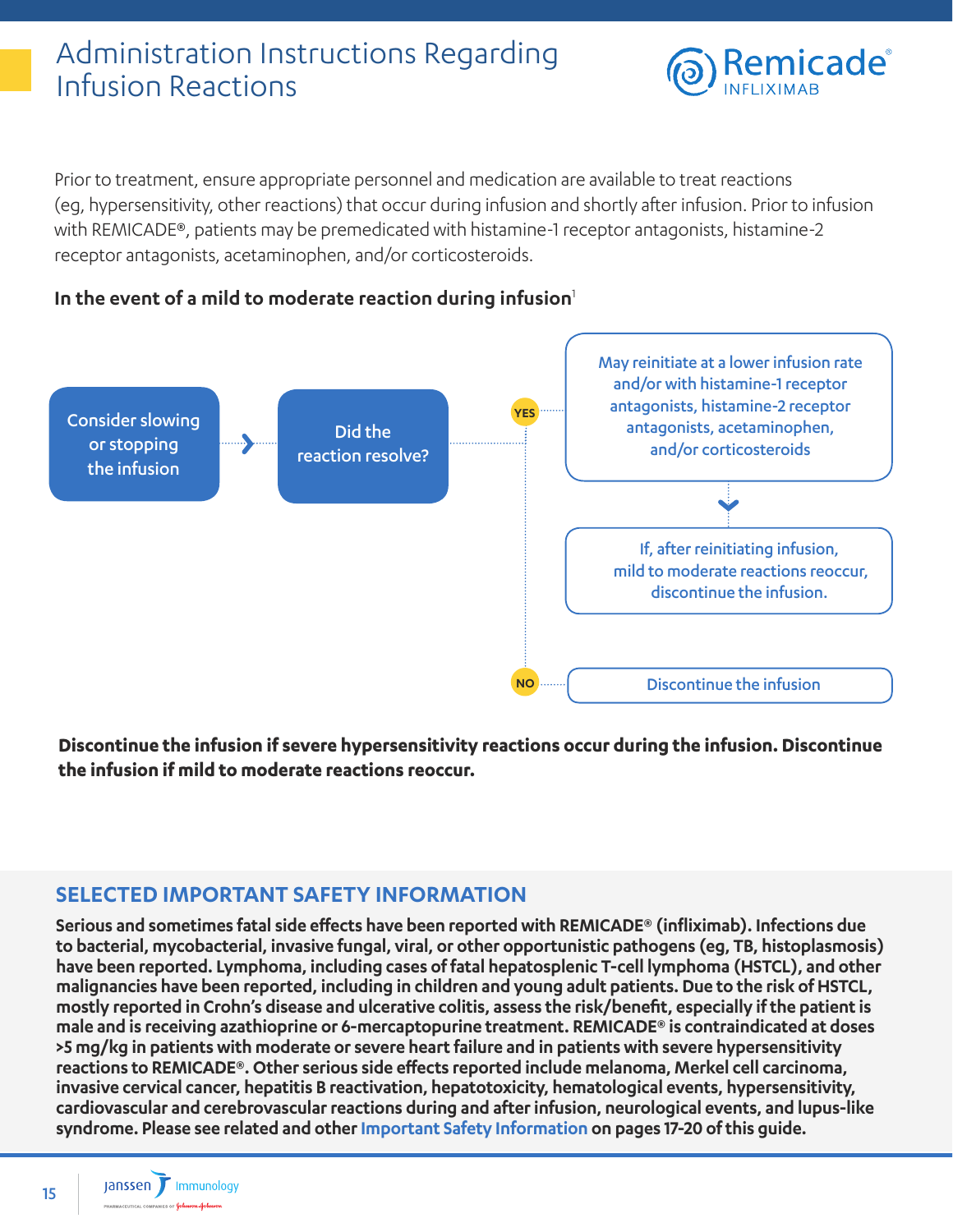# Administration Instructions Regarding Infusion Reactions

Prior to treatment, ensure appropriate personnel and medication are available to treat reactions (eg, hypersensitivity, other reactions) that occur during infusion and shortly after infusion. Prior to infusion with REMICADE®, patients may be premedicated with histamine-1 receptor antagonists, histamine-2 receptor antagonists, acetaminophen, and/or corticosteroids.

**In the event of a mild to moderate reaction during infusion**[1]

Consider slowing or stopping the infusion → Did the reaction resolve?

- **YES**: May reinitiate at a lower infusion rate and/or with histamine-1 receptor antagonists, histamine-2 receptor antagonists, acetaminophen, and/or corticosteroids
  - If, after reinitiating infusion, mild to moderate reactions reoccur, discontinue the infusion.
- **NO**: Discontinue the infusion

**Discontinue the infusion if severe hypersensitivity reactions occur during the infusion. Discontinue the infusion if mild to moderate reactions reoccur.**

## SELECTED IMPORTANT SAFETY INFORMATION

**Serious and sometimes fatal side effects have been reported with REMICADE® (infliximab). Infections due to bacterial, mycobacterial, invasive fungal, viral, or other opportunistic pathogens (eg, TB, histoplasmosis) have been reported. Lymphoma, including cases of fatal hepatosplenic T-cell lymphoma (HSTCL), and other malignancies have been reported, including in children and young adult patients. Due to the risk of HSTCL, mostly reported in Crohn's disease and ulcerative colitis, assess the risk/benefit, especially if the patient is male and is receiving azathioprine or 6-mercaptopurine treatment. REMICADE® is contraindicated at doses >5 mg/kg in patients with moderate or severe heart failure and in patients with severe hypersensitivity reactions to REMICADE®. Other serious side effects reported include melanoma, Merkel cell carcinoma, invasive cervical cancer, hepatitis B reactivation, hepatotoxicity, hematological events, hypersensitivity, cardiovascular and cerebrovascular reactions during and after infusion, neurological events, and lupus-like syndrome. Please see related and other Important Safety Information on pages 17-20 of this guide.**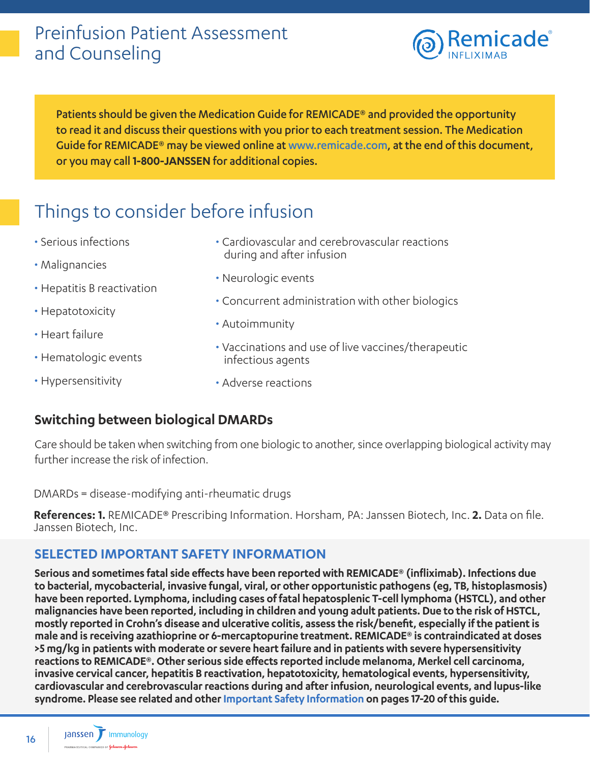# Preinfusion Patient Assessment and Counseling

**Patients should be given the Medication Guide for REMICADE® and provided the opportunity to read it and discuss their questions with you prior to each treatment session. The Medication Guide for REMICADE® may be viewed online at www.remicade.com, at the end of this document, or you may call 1-800-JANSSEN for additional copies.**

## Things to consider before infusion

- Serious infections
- Malignancies
- Hepatitis B reactivation
- Hepatotoxicity
- Heart failure
- Hematologic events
- Hypersensitivity
- Cardiovascular and cerebrovascular reactions during and after infusion
- Neurologic events
- Concurrent administration with other biologics
- Autoimmunity
- Vaccinations and use of live vaccines/therapeutic infectious agents
- Adverse reactions

### Switching between biological DMARDs

Care should be taken when switching from one biologic to another, since overlapping biological activity may further increase the risk of infection.

DMARDs = disease-modifying anti-rheumatic drugs

**References: 1.** REMICADE® Prescribing Information. Horsham, PA: Janssen Biotech, Inc. **2.** Data on file. Janssen Biotech, Inc.

## SELECTED IMPORTANT SAFETY INFORMATION

**Serious and sometimes fatal side effects have been reported with REMICADE® (infliximab). Infections due to bacterial, mycobacterial, invasive fungal, viral, or other opportunistic pathogens (eg, TB, histoplasmosis) have been reported. Lymphoma, including cases of fatal hepatosplenic T-cell lymphoma (HSTCL), and other malignancies have been reported, including in children and young adult patients. Due to the risk of HSTCL, mostly reported in Crohn's disease and ulcerative colitis, assess the risk/benefit, especially if the patient is male and is receiving azathioprine or 6-mercaptopurine treatment. REMICADE® is contraindicated at doses >5 mg/kg in patients with moderate or severe heart failure and in patients with severe hypersensitivity reactions to REMICADE®. Other serious side effects reported include melanoma, Merkel cell carcinoma, invasive cervical cancer, hepatitis B reactivation, hepatotoxicity, hematological events, hypersensitivity, cardiovascular and cerebrovascular reactions during and after infusion, neurological events, and lupus-like syndrome. Please see related and other Important Safety Information on pages 17-20 of this guide.**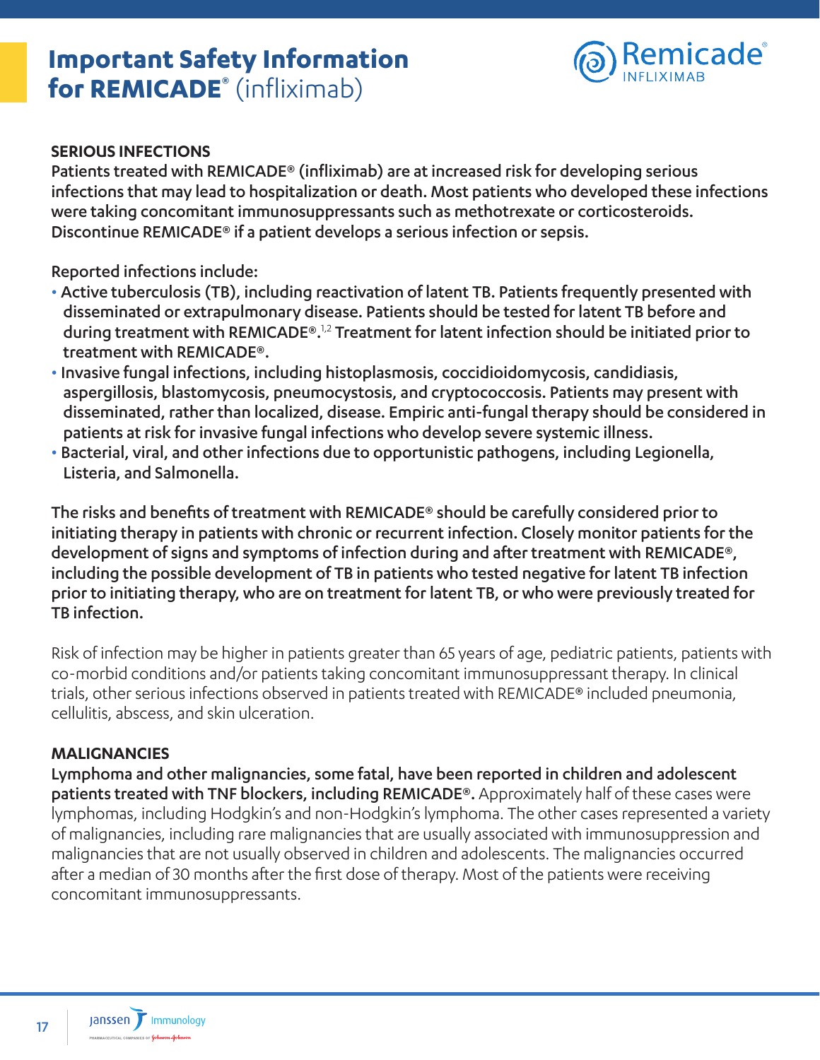# Important Safety Information for REMICADE® (infliximab)

**SERIOUS INFECTIONS**

**Patients treated with REMICADE® (infliximab) are at increased risk for developing serious infections that may lead to hospitalization or death. Most patients who developed these infections were taking concomitant immunosuppressants such as methotrexate or corticosteroids. Discontinue REMICADE® if a patient develops a serious infection or sepsis.**

**Reported infections include:**

- **Active tuberculosis (TB), including reactivation of latent TB. Patients frequently presented with disseminated or extrapulmonary disease. Patients should be tested for latent TB before and during treatment with REMICADE®.[1,2] Treatment for latent infection should be initiated prior to treatment with REMICADE®.**
- **Invasive fungal infections, including histoplasmosis, coccidioidomycosis, candidiasis, aspergillosis, blastomycosis, pneumocystosis, and cryptococcosis. Patients may present with disseminated, rather than localized, disease. Empiric anti-fungal therapy should be considered in patients at risk for invasive fungal infections who develop severe systemic illness.**
- **Bacterial, viral, and other infections due to opportunistic pathogens, including Legionella, Listeria, and Salmonella.**

**The risks and benefits of treatment with REMICADE® should be carefully considered prior to initiating therapy in patients with chronic or recurrent infection. Closely monitor patients for the development of signs and symptoms of infection during and after treatment with REMICADE®, including the possible development of TB in patients who tested negative for latent TB infection prior to initiating therapy, who are on treatment for latent TB, or who were previously treated for TB infection.**

Risk of infection may be higher in patients greater than 65 years of age, pediatric patients, patients with co-morbid conditions and/or patients taking concomitant immunosuppressant therapy. In clinical trials, other serious infections observed in patients treated with REMICADE® included pneumonia, cellulitis, abscess, and skin ulceration.

**MALIGNANCIES**

**Lymphoma and other malignancies, some fatal, have been reported in children and adolescent patients treated with TNF blockers, including REMICADE®.** Approximately half of these cases were lymphomas, including Hodgkin's and non-Hodgkin's lymphoma. The other cases represented a variety of malignancies, including rare malignancies that are usually associated with immunosuppression and malignancies that are not usually observed in children and adolescents. The malignancies occurred after a median of 30 months after the first dose of therapy. Most of the patients were receiving concomitant immunosuppressants.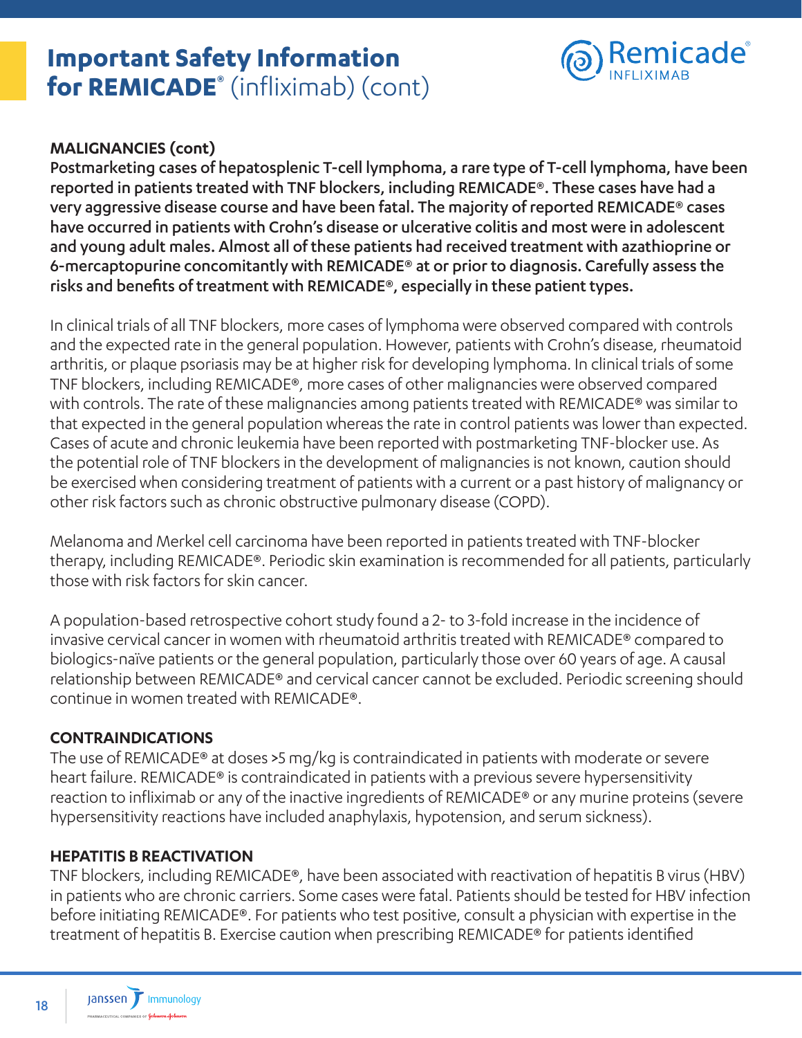# Important Safety Information for REMICADE® (infliximab) (cont)

**MALIGNANCIES (cont)**

**Postmarketing cases of hepatosplenic T-cell lymphoma, a rare type of T-cell lymphoma, have been reported in patients treated with TNF blockers, including REMICADE®. These cases have had a very aggressive disease course and have been fatal. The majority of reported REMICADE® cases have occurred in patients with Crohn's disease or ulcerative colitis and most were in adolescent and young adult males. Almost all of these patients had received treatment with azathioprine or 6-mercaptopurine concomitantly with REMICADE® at or prior to diagnosis. Carefully assess the risks and benefits of treatment with REMICADE®, especially in these patient types.**

In clinical trials of all TNF blockers, more cases of lymphoma were observed compared with controls and the expected rate in the general population. However, patients with Crohn's disease, rheumatoid arthritis, or plaque psoriasis may be at higher risk for developing lymphoma. In clinical trials of some TNF blockers, including REMICADE®, more cases of other malignancies were observed compared with controls. The rate of these malignancies among patients treated with REMICADE® was similar to that expected in the general population whereas the rate in control patients was lower than expected. Cases of acute and chronic leukemia have been reported with postmarketing TNF-blocker use. As the potential role of TNF blockers in the development of malignancies is not known, caution should be exercised when considering treatment of patients with a current or a past history of malignancy or other risk factors such as chronic obstructive pulmonary disease (COPD).

Melanoma and Merkel cell carcinoma have been reported in patients treated with TNF-blocker therapy, including REMICADE®. Periodic skin examination is recommended for all patients, particularly those with risk factors for skin cancer.

A population-based retrospective cohort study found a 2- to 3-fold increase in the incidence of invasive cervical cancer in women with rheumatoid arthritis treated with REMICADE® compared to biologics-naïve patients or the general population, particularly those over 60 years of age. A causal relationship between REMICADE® and cervical cancer cannot be excluded. Periodic screening should continue in women treated with REMICADE®.

**CONTRAINDICATIONS**

The use of REMICADE® at doses >5 mg/kg is contraindicated in patients with moderate or severe heart failure. REMICADE® is contraindicated in patients with a previous severe hypersensitivity reaction to infliximab or any of the inactive ingredients of REMICADE® or any murine proteins (severe hypersensitivity reactions have included anaphylaxis, hypotension, and serum sickness).

**HEPATITIS B REACTIVATION**

TNF blockers, including REMICADE®, have been associated with reactivation of hepatitis B virus (HBV) in patients who are chronic carriers. Some cases were fatal. Patients should be tested for HBV infection before initiating REMICADE®. For patients who test positive, consult a physician with expertise in the treatment of hepatitis B. Exercise caution when prescribing REMICADE® for patients identified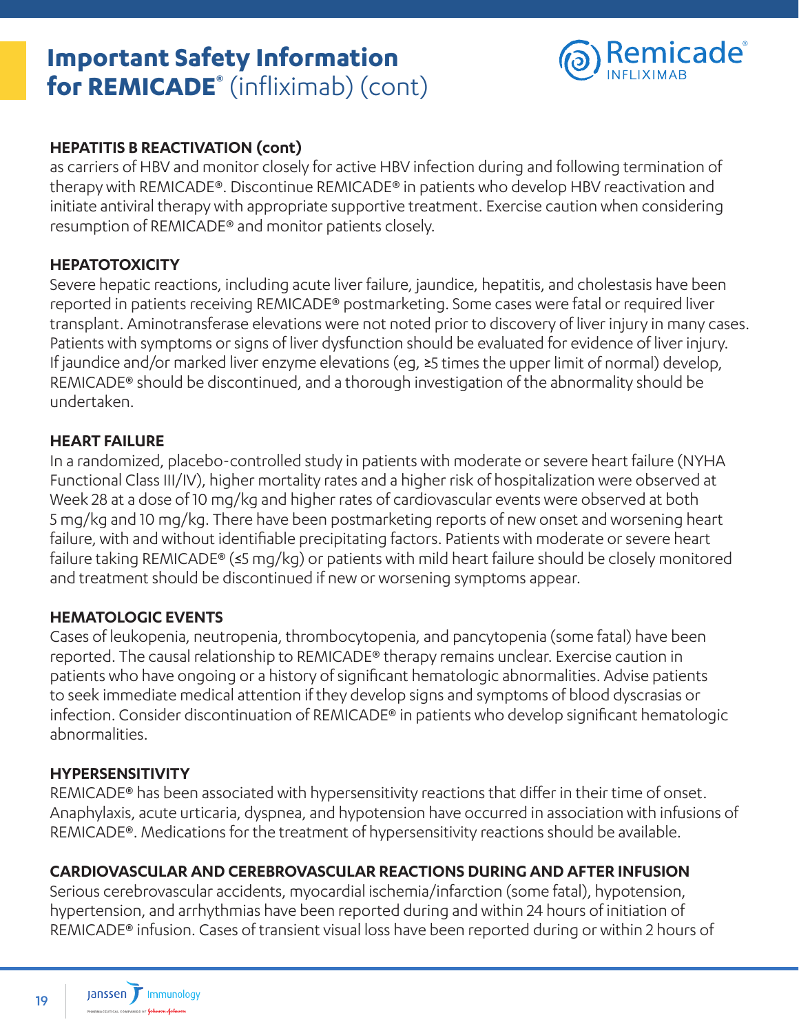# Important Safety Information for REMICADE® (infliximab) (cont)

**HEPATITIS B REACTIVATION (cont)**

as carriers of HBV and monitor closely for active HBV infection during and following termination of therapy with REMICADE®. Discontinue REMICADE® in patients who develop HBV reactivation and initiate antiviral therapy with appropriate supportive treatment. Exercise caution when considering resumption of REMICADE® and monitor patients closely.

**HEPATOTOXICITY**

Severe hepatic reactions, including acute liver failure, jaundice, hepatitis, and cholestasis have been reported in patients receiving REMICADE® postmarketing. Some cases were fatal or required liver transplant. Aminotransferase elevations were not noted prior to discovery of liver injury in many cases. Patients with symptoms or signs of liver dysfunction should be evaluated for evidence of liver injury. If jaundice and/or marked liver enzyme elevations (eg, ≥5 times the upper limit of normal) develop, REMICADE® should be discontinued, and a thorough investigation of the abnormality should be undertaken.

**HEART FAILURE**

In a randomized, placebo-controlled study in patients with moderate or severe heart failure (NYHA Functional Class III/IV), higher mortality rates and a higher risk of hospitalization were observed at Week 28 at a dose of 10 mg/kg and higher rates of cardiovascular events were observed at both 5 mg/kg and 10 mg/kg. There have been postmarketing reports of new onset and worsening heart failure, with and without identifiable precipitating factors. Patients with moderate or severe heart failure taking REMICADE® (≤5 mg/kg) or patients with mild heart failure should be closely monitored and treatment should be discontinued if new or worsening symptoms appear.

**HEMATOLOGIC EVENTS**

Cases of leukopenia, neutropenia, thrombocytopenia, and pancytopenia (some fatal) have been reported. The causal relationship to REMICADE® therapy remains unclear. Exercise caution in patients who have ongoing or a history of significant hematologic abnormalities. Advise patients to seek immediate medical attention if they develop signs and symptoms of blood dyscrasias or infection. Consider discontinuation of REMICADE® in patients who develop significant hematologic abnormalities.

**HYPERSENSITIVITY**

REMICADE® has been associated with hypersensitivity reactions that differ in their time of onset. Anaphylaxis, acute urticaria, dyspnea, and hypotension have occurred in association with infusions of REMICADE®. Medications for the treatment of hypersensitivity reactions should be available.

**CARDIOVASCULAR AND CEREBROVASCULAR REACTIONS DURING AND AFTER INFUSION**

Serious cerebrovascular accidents, myocardial ischemia/infarction (some fatal), hypotension, hypertension, and arrhythmias have been reported during and within 24 hours of initiation of REMICADE® infusion. Cases of transient visual loss have been reported during or within 2 hours of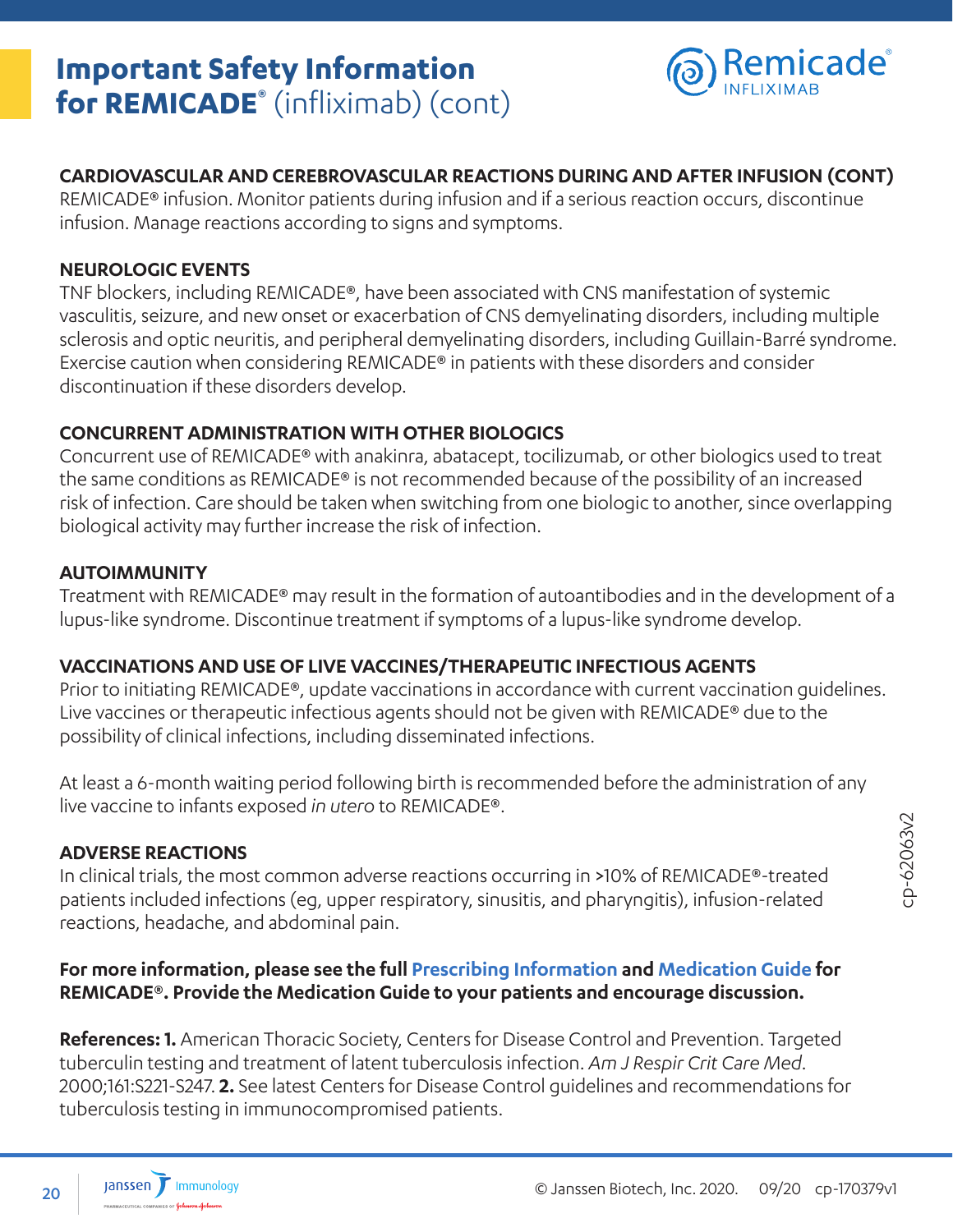# Important Safety Information for REMICADE® (infliximab) (cont)

**CARDIOVASCULAR AND CEREBROVASCULAR REACTIONS DURING AND AFTER INFUSION (CONT)**
REMICADE® infusion. Monitor patients during infusion and if a serious reaction occurs, discontinue infusion. Manage reactions according to signs and symptoms.

**NEUROLOGIC EVENTS**
TNF blockers, including REMICADE®, have been associated with CNS manifestation of systemic vasculitis, seizure, and new onset or exacerbation of CNS demyelinating disorders, including multiple sclerosis and optic neuritis, and peripheral demyelinating disorders, including Guillain-Barré syndrome. Exercise caution when considering REMICADE® in patients with these disorders and consider discontinuation if these disorders develop.

**CONCURRENT ADMINISTRATION WITH OTHER BIOLOGICS**
Concurrent use of REMICADE® with anakinra, abatacept, tocilizumab, or other biologics used to treat the same conditions as REMICADE® is not recommended because of the possibility of an increased risk of infection. Care should be taken when switching from one biologic to another, since overlapping biological activity may further increase the risk of infection.

**AUTOIMMUNITY**
Treatment with REMICADE® may result in the formation of autoantibodies and in the development of a lupus-like syndrome. Discontinue treatment if symptoms of a lupus-like syndrome develop.

**VACCINATIONS AND USE OF LIVE VACCINES/THERAPEUTIC INFECTIOUS AGENTS**
Prior to initiating REMICADE®, update vaccinations in accordance with current vaccination guidelines. Live vaccines or therapeutic infectious agents should not be given with REMICADE® due to the possibility of clinical infections, including disseminated infections.

At least a 6-month waiting period following birth is recommended before the administration of any live vaccine to infants exposed *in utero* to REMICADE®.

**ADVERSE REACTIONS**
In clinical trials, the most common adverse reactions occurring in >10% of REMICADE®-treated patients included infections (eg, upper respiratory, sinusitis, and pharyngitis), infusion-related reactions, headache, and abdominal pain.

**For more information, please see the full Prescribing Information and Medication Guide for REMICADE®. Provide the Medication Guide to your patients and encourage discussion.**

**References: 1.** American Thoracic Society, Centers for Disease Control and Prevention. Targeted tuberculin testing and treatment of latent tuberculosis infection. *Am J Respir Crit Care Med*. 2000;161:S221-S247. **2.** See latest Centers for Disease Control guidelines and recommendations for tuberculosis testing in immunocompromised patients.

cp-62063v2

© Janssen Biotech, Inc. 2020. 09/20 cp-170379v1